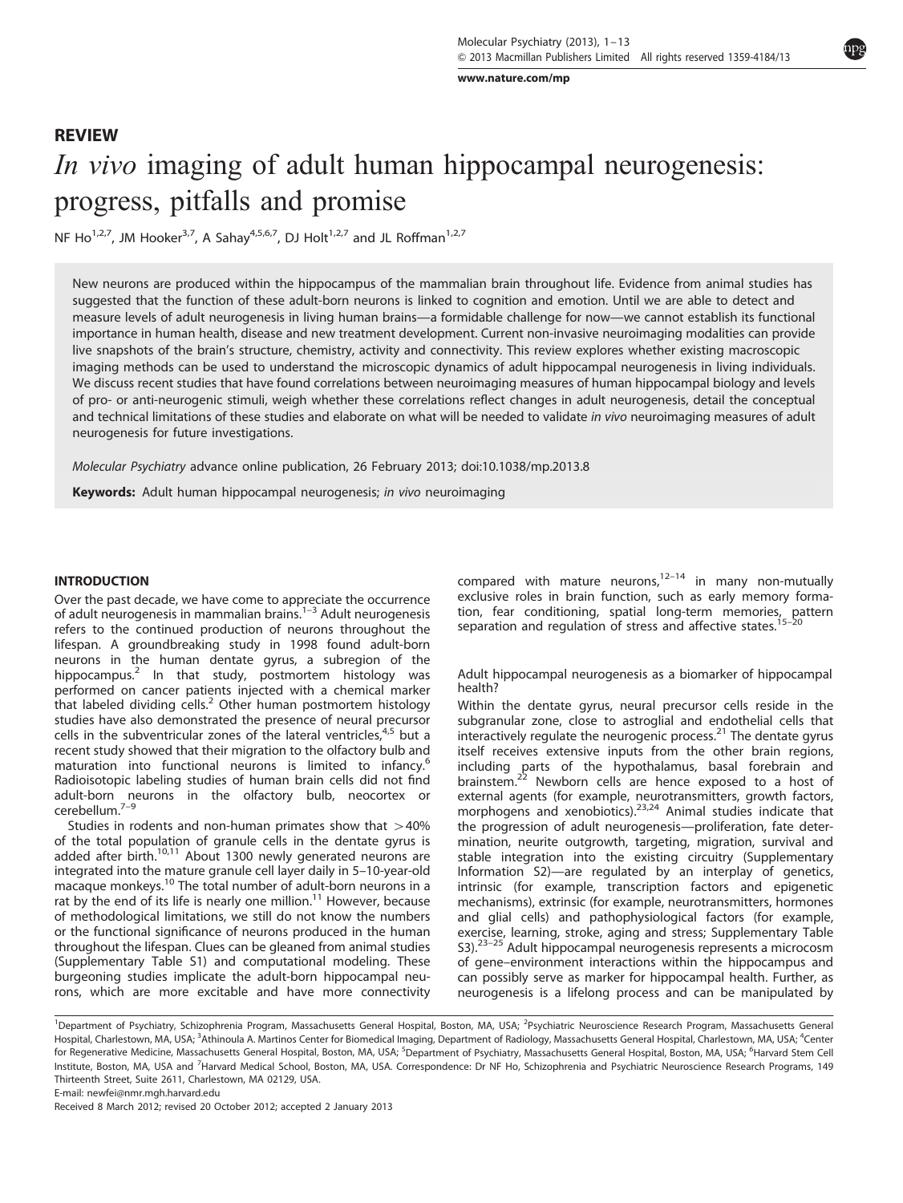## REVIEW

# *In vivo* imaging of adult human hippocampal neurogenesis: progress, pitfalls and promise

NF Ho[1,2,7], JM Hooker[3,7], A Sahay[4,5,6,7], DJ Holt[1,2,7] and JL Roffman[1,2,7]

New neurons are produced within the hippocampus of the mammalian brain throughout life. Evidence from animal studies has suggested that the function of these adult-born neurons is linked to cognition and emotion. Until we are able to detect and measure levels of adult neurogenesis in living human brains—a formidable challenge for now—we cannot establish its functional importance in human health, disease and new treatment development. Current non-invasive neuroimaging modalities can provide live snapshots of the brain's structure, chemistry, activity and connectivity. This review explores whether existing macroscopic imaging methods can be used to understand the microscopic dynamics of adult hippocampal neurogenesis in living individuals. We discuss recent studies that have found correlations between neuroimaging measures of human hippocampal biology and levels of pro- or anti-neurogenic stimuli, weigh whether these correlations reflect changes in adult neurogenesis, detail the conceptual and technical limitations of these studies and elaborate on what will be needed to validate *in vivo* neuroimaging measures of adult neurogenesis for future investigations.

*Molecular Psychiatry* advance online publication, 26 February 2013; doi:10.1038/mp.2013.8

**Keywords:** Adult human hippocampal neurogenesis; *in vivo* neuroimaging

## INTRODUCTION

Over the past decade, we have come to appreciate the occurrence of adult neurogenesis in mammalian brains.[1–3] Adult neurogenesis refers to the continued production of neurons throughout the lifespan. A groundbreaking study in 1998 found adult-born neurons in the human dentate gyrus, a subregion of the hippocampus.[2] In that study, postmortem histology was performed on cancer patients injected with a chemical marker that labeled dividing cells.[2] Other human postmortem histology studies have also demonstrated the presence of neural precursor cells in the subventricular zones of the lateral ventricles,[4,5] but a recent study showed that their migration to the olfactory bulb and maturation into functional neurons is limited to infancy.[6] Radioisotopic labeling studies of human brain cells did not find adult-born neurons in the olfactory bulb, neocortex or cerebellum.[7–9]

Studies in rodents and non-human primates show that >40% of the total population of granule cells in the dentate gyrus is added after birth.[10,11] About 1300 newly generated neurons are integrated into the mature granule cell layer daily in 5–10-year-old macaque monkeys.[10] The total number of adult-born neurons in a rat by the end of its life is nearly one million.[11] However, because of methodological limitations, we still do not know the numbers or the functional significance of neurons produced in the human throughout the lifespan. Clues can be gleaned from animal studies (Supplementary Table S1) and computational modeling. These burgeoning studies implicate the adult-born hippocampal neurons, which are more excitable and have more connectivity compared with mature neurons,[12–14] in many non-mutually exclusive roles in brain function, such as early memory formation, fear conditioning, spatial long-term memories, pattern separation and regulation of stress and affective states.[15–20]

### Adult hippocampal neurogenesis as a biomarker of hippocampal health?

Within the dentate gyrus, neural precursor cells reside in the subgranular zone, close to astroglial and endothelial cells that interactively regulate the neurogenic process.[21] The dentate gyrus itself receives extensive inputs from the other brain regions, including parts of the hypothalamus, basal forebrain and brainstem.[22] Newborn cells are hence exposed to a host of external agents (for example, neurotransmitters, growth factors, morphogens and xenobiotics).[23,24] Animal studies indicate that the progression of adult neurogenesis—proliferation, fate determination, neurite outgrowth, targeting, migration, survival and stable integration into the existing circuitry (Supplementary Information S2)—are regulated by an interplay of genetics, intrinsic (for example, transcription factors and epigenetic mechanisms), extrinsic (for example, neurotransmitters, hormones and glial cells) and pathophysiological factors (for example, exercise, learning, stroke, aging and stress; Supplementary Table S3).[23–25] Adult hippocampal neurogenesis represents a microcosm of gene–environment interactions within the hippocampus and can possibly serve as marker for hippocampal health. Further, as neurogenesis is a lifelong process and can be manipulated by

[1]Department of Psychiatry, Schizophrenia Program, Massachusetts General Hospital, Boston, MA, USA; [2]Psychiatric Neuroscience Research Program, Massachusetts General Hospital, Charlestown, MA, USA; [3]Athinoula A. Martinos Center for Biomedical Imaging, Department of Radiology, Massachusetts General Hospital, Charlestown, MA, USA; [4]Center for Regenerative Medicine, Massachusetts General Hospital, Boston, MA, USA; [5]Department of Psychiatry, Massachusetts General Hospital, Boston, MA, USA; [6]Harvard Stem Cell Institute, Boston, MA, USA and [7]Harvard Medical School, Boston, MA, USA. Correspondence: Dr NF Ho, Schizophrenia and Psychiatric Neuroscience Research Programs, 149 Thirteenth Street, Suite 2611, Charlestown, MA 02129, USA.
E-mail: newfei@nmr.mgh.harvard.edu

Received 8 March 2012; revised 20 October 2012; accepted 2 January 2013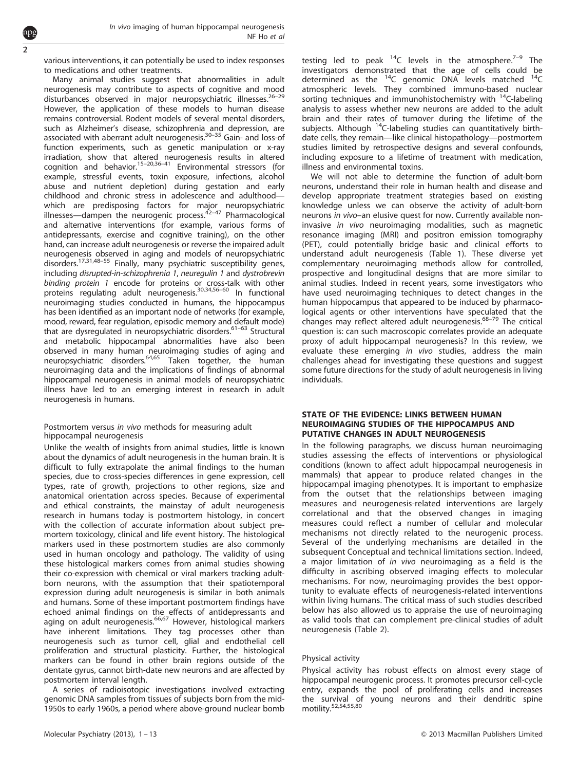various interventions, it can potentially be used to index responses to medications and other treatments.

Many animal studies suggest that abnormalities in adult neurogenesis may contribute to aspects of cognitive and mood disturbances observed in major neuropsychiatric illnesses.[26–29] However, the application of these models to human disease remains controversial. Rodent models of several mental disorders, such as Alzheimer's disease, schizophrenia and depression, are associated with aberrant adult neurogenesis.[30–35] Gain- and loss-of function experiments, such as genetic manipulation or x-ray irradiation, show that altered neurogenesis results in altered cognition and behavior.[15–20,36–41] Environmental stressors (for example, stressful events, toxin exposure, infections, alcohol abuse and nutrient depletion) during gestation and early childhood and chronic stress in adolescence and adulthood—which are predisposing factors for major neuropsychiatric illnesses—dampen the neurogenic process.[42–47] Pharmacological and alternative interventions (for example, various forms of antidepressants, exercise and cognitive training), on the other hand, can increase adult neurogenesis or reverse the impaired adult neurogenesis observed in aging and models of neuropsychiatric disorders.[17,31,48–55] Finally, many psychiatric susceptibility genes, including *disrupted-in-schizophrenia 1*, *neuregulin 1* and *dystrobrevin binding protein 1* encode for proteins or cross-talk with other proteins regulating adult neurogenesis.[30,34,56–60] In functional neuroimaging studies conducted in humans, the hippocampus has been identified as an important node of networks (for example, mood, reward, fear regulation, episodic memory and default mode) that are dysregulated in neuropsychiatric disorders.[61–63] Structural and metabolic hippocampal abnormalities have also been observed in many human neuroimaging studies of aging and neuropsychiatric disorders.[64,65] Taken together, the human neuroimaging data and the implications of findings of abnormal hippocampal neurogenesis in animal models of neuropsychiatric illness have led to an emerging interest in research in adult neurogenesis in humans.

### Postmortem versus *in vivo* methods for measuring adult hippocampal neurogenesis

Unlike the wealth of insights from animal studies, little is known about the dynamics of adult neurogenesis in the human brain. It is difficult to fully extrapolate the animal findings to the human species, due to cross-species differences in gene expression, cell types, rate of growth, projections to other regions, size and anatomical orientation across species. Because of experimental and ethical constraints, the mainstay of adult neurogenesis research in humans today is postmortem histology, in concert with the collection of accurate information about subject pre-mortem toxicology, clinical and life event history. The histological markers used in these postmortem studies are also commonly used in human oncology and pathology. The validity of using these histological markers comes from animal studies showing their co-expression with chemical or viral markers tracking adult-born neurons, with the assumption that their spatiotemporal expression during adult neurogenesis is similar in both animals and humans. Some of these important postmortem findings have echoed animal findings on the effects of antidepressants and aging on adult neurogenesis.[66,67] However, histological markers have inherent limitations. They tag processes other than neurogenesis such as tumor cell, glial and endothelial cell proliferation and structural plasticity. Further, the histological markers can be found in other brain regions outside of the dentate gyrus, cannot birth-date new neurons and are affected by postmortem interval length.

A series of radioisotopic investigations involved extracting genomic DNA samples from tissues of subjects born from the mid-1950s to early 1960s, a period where above-ground nuclear bomb testing led to peak $^{14}C$ levels in the atmosphere.[7–9] The investigators demonstrated that the age of cells could be determined as the $^{14}C$ genomic DNA levels matched $^{14}C$ atmospheric levels. They combined immuno-based nuclear sorting techniques and immunohistochemistry with $^{14}C$-labeling analysis to assess whether new neurons are added to the adult brain and their rates of turnover during the lifetime of the subjects. Although $^{14}C$-labeling studies can quantitatively birth-date cells, they remain—like clinical histopathology—postmortem studies limited by retrospective designs and several confounds, including exposure to a lifetime of treatment with medication, illness and environmental toxins.

We will not able to determine the function of adult-born neurons, understand their role in human health and disease and develop appropriate treatment strategies based on existing knowledge unless we can observe the activity of adult-born neurons *in vivo*–an elusive quest for now. Currently available non-invasive *in vivo* neuroimaging modalities, such as magnetic resonance imaging (MRI) and positron emission tomography (PET), could potentially bridge basic and clinical efforts to understand adult neurogenesis (Table 1). These diverse yet complementary neuroimaging methods allow for controlled, prospective and longitudinal designs that are more similar to animal studies. Indeed in recent years, some investigators who have used neuroimaging techniques to detect changes in the human hippocampus that appeared to be induced by pharmacological agents or other interventions have speculated that the changes may reflect altered adult neurogenesis.[68–79] The critical question is: can such macroscopic correlates provide an adequate proxy of adult hippocampal neurogenesis? In this review, we evaluate these emerging *in vivo* studies, address the main challenges ahead for investigating these questions and suggest some future directions for the study of adult neurogenesis in living individuals.

## STATE OF THE EVIDENCE: LINKS BETWEEN HUMAN NEUROIMAGING STUDIES OF THE HIPPOCAMPUS AND PUTATIVE CHANGES IN ADULT NEUROGENESIS

In the following paragraphs, we discuss human neuroimaging studies assessing the effects of interventions or physiological conditions (known to affect adult hippocampal neurogenesis in mammals) that appear to produce related changes in the hippocampal imaging phenotypes. It is important to emphasize from the outset that the relationships between imaging measures and neurogenesis-related interventions are largely correlational and that the observed changes in imaging measures could reflect a number of cellular and molecular mechanisms not directly related to the neurogenic process. Several of the underlying mechanisms are detailed in the subsequent Conceptual and technical limitations section. Indeed, a major limitation of *in vivo* neuroimaging as a field is the difficulty in ascribing observed imaging effects to molecular mechanisms. For now, neuroimaging provides the best opportunity to evaluate effects of neurogenesis-related interventions within living humans. The critical mass of such studies described below has also allowed us to appraise the use of neuroimaging as valid tools that can complement pre-clinical studies of adult neurogenesis (Table 2).

### Physical activity

Physical activity has robust effects on almost every stage of hippocampal neurogenic process. It promotes precursor cell-cycle entry, expands the pool of proliferating cells and increases the survival of young neurons and their dendritic spine motility.[52,54,55,80]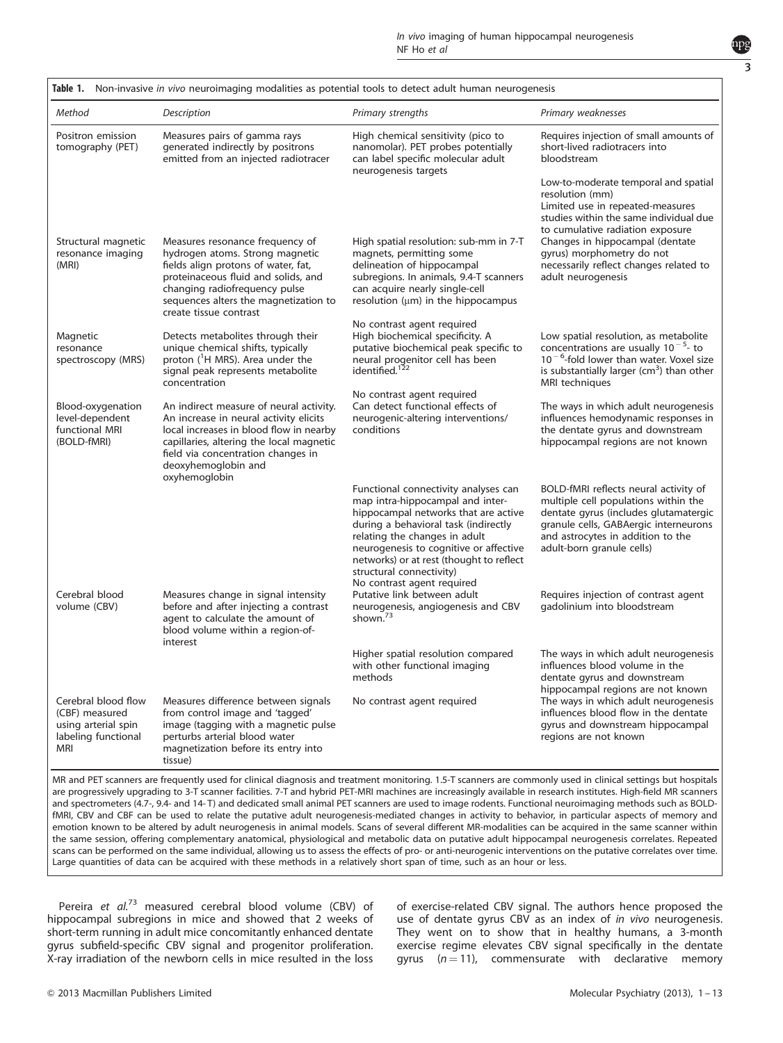**Table 1.** Non-invasive *in vivo* neuroimaging modalities as potential tools to detect adult human neurogenesis

| *Method* | *Description* | *Primary strengths* | *Primary weaknesses* |
|---|---|---|---|
| Positron emission tomography (PET) | Measures pairs of gamma rays generated indirectly by positrons emitted from an injected radiotracer | High chemical sensitivity (pico to nanomolar). PET probes potentially can label specific molecular adult neurogenesis targets | Requires injection of small amounts of short-lived radiotracers into bloodstream |
| | | | Low-to-moderate temporal and spatial resolution (mm) Limited use in repeated-measures studies within the same individual due to cumulative radiation exposure |
| Structural magnetic resonance imaging (MRI) | Measures resonance frequency of hydrogen atoms. Strong magnetic fields align protons of water, fat, proteinaceous fluid and solids, and changing radiofrequency pulse sequences alters the magnetization to create tissue contrast | High spatial resolution: sub-mm in 7-T magnets, permitting some delineation of hippocampal subregions. In animals, 9.4-T scanners can acquire nearly single-cell resolution (μm) in the hippocampus | Changes in hippocampal (dentate gyrus) morphometry do not necessarily reflect changes related to adult neurogenesis |
| | | No contrast agent required | |
| Magnetic resonance spectroscopy (MRS) | Detects metabolites through their unique chemical shifts, typically proton ($^{1}$H MRS). Area under the signal peak represents metabolite concentration | High biochemical specificity. A putative biochemical peak specific to neural progenitor cell has been identified.[122] | Low spatial resolution, as metabolite concentrations are usually $10^{-5}$- to $10^{-6}$-fold lower than water. Voxel size is substantially larger ($cm^3$) than other MRI techniques |
| | | No contrast agent required | |
| Blood-oxygenation level-dependent functional MRI (BOLD-fMRI) | An indirect measure of neural activity. An increase in neural activity elicits local increases in blood flow in nearby capillaries, altering the local magnetic field via concentration changes in deoxyhemoglobin and oxyhemoglobin | Can detect functional effects of neurogenic-altering interventions/ conditions | The ways in which adult neurogenesis influences hemodynamic responses in the dentate gyrus and downstream hippocampal regions are not known |
| | | Functional connectivity analyses can map intra-hippocampal and inter-hippocampal networks that are active during a behavioral task (indirectly relating the changes in adult neurogenesis to cognitive or affective networks) or at rest (thought to reflect structural connectivity) | BOLD-fMRI reflects neural activity of multiple cell populations within the dentate gyrus (includes glutamatergic granule cells, GABAergic interneurons and astrocytes in addition to the adult-born granule cells) |
| | | No contrast agent required | |
| Cerebral blood volume (CBV) | Measures change in signal intensity before and after injecting a contrast agent to calculate the amount of blood volume within a region-of-interest | Putative link between adult neurogenesis, angiogenesis and CBV shown.[73] | Requires injection of contrast agent gadolinium into bloodstream |
| | | Higher spatial resolution compared with other functional imaging methods | The ways in which adult neurogenesis influences blood volume in the dentate gyrus and downstream hippocampal regions are not known |
| Cerebral blood flow (CBF) measured using arterial spin labeling functional MRI | Measures difference between signals from control image and 'tagged' image (tagging with a magnetic pulse perturbs arterial blood water magnetization before its entry into tissue) | No contrast agent required | The ways in which adult neurogenesis influences blood flow in the dentate gyrus and downstream hippocampal regions are not known |

MR and PET scanners are frequently used for clinical diagnosis and treatment monitoring. 1.5-T scanners are commonly used in clinical settings but hospitals are progressively upgrading to 3-T scanner facilities. 7-T and hybrid PET-MRI machines are increasingly available in research institutes. High-field MR scanners and spectrometers (4.7-, 9.4- and 14- T) and dedicated small animal PET scanners are used to image rodents. Functional neuroimaging methods such as BOLD-fMRI, CBV and CBF can be used to relate the putative adult neurogenesis-mediated changes in activity to behavior, in particular aspects of memory and emotion known to be altered by adult neurogenesis in animal models. Scans of several different MR-modalities can be acquired in the same scanner within the same session, offering complementary anatomical, physiological and metabolic data on putative adult hippocampal neurogenesis correlates. Repeated scans can be performed on the same individual, allowing us to assess the effects of pro- or anti-neurogenic interventions on the putative correlates over time. Large quantities of data can be acquired with these methods in a relatively short span of time, such as an hour or less.

Pereira *et al.*[73] measured cerebral blood volume (CBV) of hippocampal subregions in mice and showed that 2 weeks of short-term running in adult mice concomitantly enhanced dentate gyrus subfield-specific CBV signal and progenitor proliferation. X-ray irradiation of the newborn cells in mice resulted in the loss of exercise-related CBV signal. The authors hence proposed the use of dentate gyrus CBV as an index of *in vivo* neurogenesis. They went on to show that in healthy humans, a 3-month exercise regime elevates CBV signal specifically in the dentate gyrus ($n = 11$), commensurate with declarative memory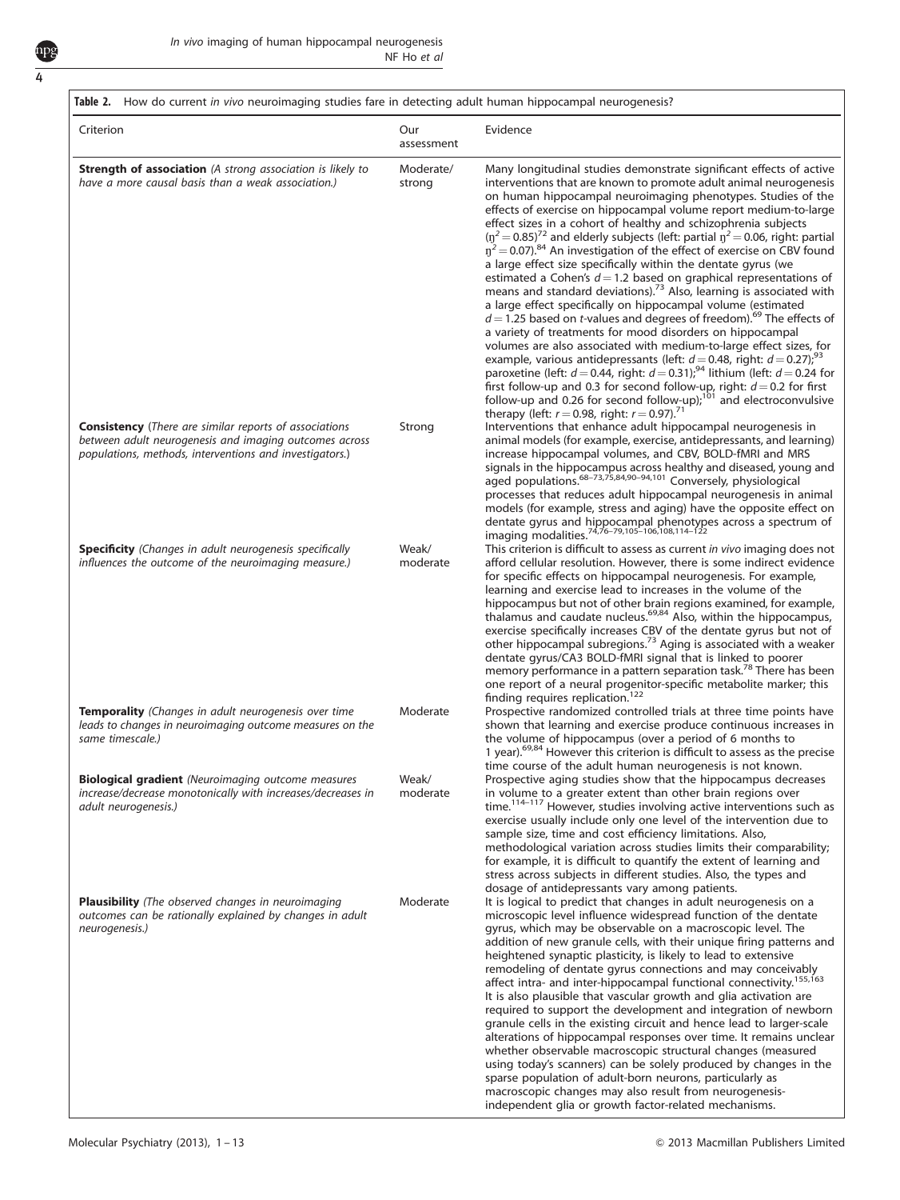**Table 2.** How do current *in vivo* neuroimaging studies fare in detecting adult human hippocampal neurogenesis?

| Criterion | Our assessment | Evidence |
|---|---|---|
| **Strength of association** *(A strong association is likely to have a more causal basis than a weak association.)* | Moderate/strong | Many longitudinal studies demonstrate significant effects of active interventions that are known to promote adult animal neurogenesis on human hippocampal neuroimaging phenotypes. Studies of the effects of exercise on hippocampal volume report medium-to-large effect sizes in a cohort of healthy and schizophrenia subjects ($\eta^2 = 0.85$)[72] and elderly subjects (left: partial $\eta^2 = 0.06$, right: partial $\eta^2 = 0.07$).[84] An investigation of the effect of exercise on CBV found a large effect size specifically within the dentate gyrus (we estimated a Cohen's $d = 1.2$ based on graphical representations of means and standard deviations).[73] Also, learning is associated with a large effect specifically on hippocampal volume (estimated $d = 1.25$ based on *t*-values and degrees of freedom).[69] The effects of a variety of treatments for mood disorders on hippocampal volumes are also associated with medium-to-large effect sizes, for example, various antidepressants (left: $d = 0.48$, right: $d = 0.27$);[93] paroxetine (left: $d = 0.44$, right: $d = 0.31$);[94] lithium (left: $d = 0.24$ for first follow-up and 0.3 for second follow-up, right: $d = 0.2$ for first follow-up and 0.26 for second follow-up);[101] and electroconvulsive therapy (left: $r = 0.98$, right: $r = 0.97$).[71] |
| **Consistency** *(There are similar reports of associations between adult neurogenesis and imaging outcomes across populations, methods, interventions and investigators.)* | Strong | Interventions that enhance adult hippocampal neurogenesis in animal models (for example, exercise, antidepressants, and learning) increase hippocampal volumes, and CBV, BOLD-fMRI and MRS signals in the hippocampus across healthy and diseased, young and aged populations.[68–73,75,84,90–94,101] Conversely, physiological processes that reduces adult hippocampal neurogenesis in animal models (for example, stress and aging) have the opposite effect on dentate gyrus and hippocampal phenotypes across a spectrum of imaging modalities.[74,76–79,105–106,108,114–122] |
| **Specificity** *(Changes in adult neurogenesis specifically influences the outcome of the neuroimaging measure.)* | Weak/moderate | This criterion is difficult to assess as current *in vivo* imaging does not afford cellular resolution. However, there is some indirect evidence for specific effects on hippocampal neurogenesis. For example, learning and exercise lead to increases in the volume of the hippocampus but not of other brain regions examined, for example, thalamus and caudate nucleus.[69,84] Also, within the hippocampus, exercise specifically increases CBV of the dentate gyrus but not of other hippocampal subregions.[73] Aging is associated with a weaker dentate gyrus/CA3 BOLD-fMRI signal that is linked to poorer memory performance in a pattern separation task.[78] There has been one report of a neural progenitor-specific metabolite marker; this finding requires replication.[122] |
| **Temporality** *(Changes in adult neurogenesis over time leads to changes in neuroimaging outcome measures on the same timescale.)* | Moderate | Prospective randomized controlled trials at three time points have shown that learning and exercise produce continuous increases in the volume of hippocampus (over a period of 6 months to 1 year).[69,84] However this criterion is difficult to assess as the precise time course of the adult human neurogenesis is not known. |
| **Biological gradient** *(Neuroimaging outcome measures increase/decrease monotonically with increases/decreases in adult neurogenesis.)* | Weak/moderate | Prospective aging studies show that the hippocampus decreases in volume to a greater extent than other brain regions over time.[114–117] However, studies involving active interventions such as exercise usually include only one level of the intervention due to sample size, time and cost efficiency limitations. Also, methodological variation across studies limits their comparability; for example, it is difficult to quantify the extent of learning and stress across subjects in different studies. Also, the types and dosage of antidepressants vary among patients. |
| **Plausibility** *(The observed changes in neuroimaging outcomes can be rationally explained by changes in adult neurogenesis.)* | Moderate | It is logical to predict that changes in adult neurogenesis on a microscopic level influence widespread function of the dentate gyrus, which may be observable on a macroscopic level. The addition of new granule cells, with their unique firing patterns and heightened synaptic plasticity, is likely to lead to extensive remodeling of dentate gyrus connections and may conceivably affect intra- and inter-hippocampal functional connectivity.[155,163] It is also plausible that vascular growth and glia activation are required to support the development and integration of newborn granule cells in the existing circuit and hence lead to larger-scale alterations of hippocampal responses over time. It remains unclear whether observable macroscopic structural changes (measured using today's scanners) can be solely produced by changes in the sparse population of adult-born neurons, particularly as macroscopic changes may also result from neurogenesis-independent glia or growth factor-related mechanisms. |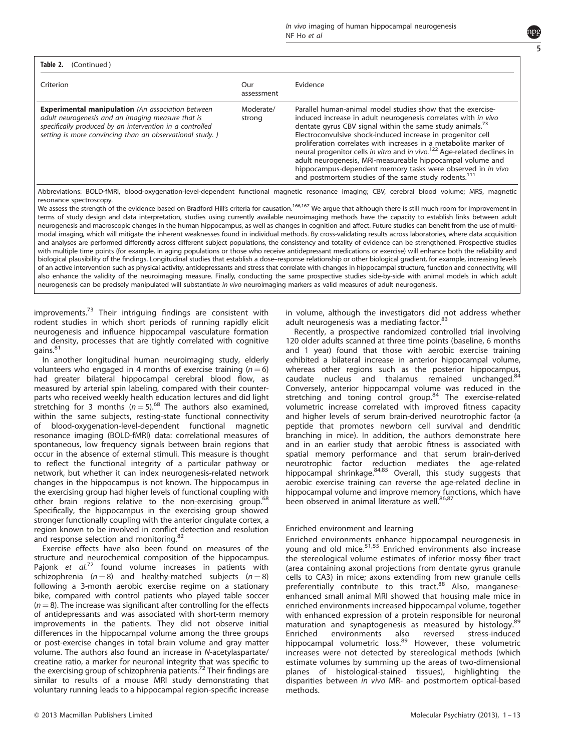**Table 2.** (Continued)

| Criterion | Our assessment | Evidence |
| --- | --- | --- |
| **Experimental manipulation** *(An association between adult neurogenesis and an imaging measure that is specifically produced by an intervention in a controlled setting is more convincing than an observational study. )* | Moderate/strong | Parallel human-animal model studies show that the exercise-induced increase in adult neurogenesis correlates with *in vivo* dentate gyrus CBV signal within the same study animals.[73] Electroconvulsive shock-induced increase in progenitor cell proliferation correlates with increases in a metabolite marker of neural progenitor cells *in vitro* and *in vivo*.[122] Age-related declines in adult neurogenesis, MRI-measureable hippocampal volume and hippocampus-dependent memory tasks were observed in *in vivo* and postmortem studies of the same study rodents.[111] |

Abbreviations: BOLD-fMRI, blood-oxygenation-level-dependent functional magnetic resonance imaging; CBV, cerebral blood volume; MRS, magnetic resonance spectroscopy.
We assess the strength of the evidence based on Bradford Hill's criteria for causation.[166,167] We argue that although there is still much room for improvement in terms of study design and data interpretation, studies using currently available neuroimaging methods have the capacity to establish links between adult neurogenesis and macroscopic changes in the human hippocampus, as well as changes in cognition and affect. Future studies can benefit from the use of multi-modal imaging, which will mitigate the inherent weaknesses found in individual methods. By cross-validating results across laboratories, where data acquisition and analyses are performed differently across different subject populations, the consistency and totality of evidence can be strengthened. Prospective studies with multiple time points (for example, in aging populations or those who receive antidepressant medications or exercise) will enhance both the reliability and biological plausibility of the findings. Longitudinal studies that establish a dose–response relationship or other biological gradient, for example, increasing levels of an active intervention such as physical activity, antidepressants and stress that correlate with changes in hippocampal structure, function and connectivity, will also enhance the validity of the neuroimaging measure. Finally, conducting the same prospective studies side-by-side with animal models in which adult neurogenesis can be precisely manipulated will substantiate *in vivo* neuroimaging markers as valid measures of adult neurogenesis.

improvements.[73] Their intriguing findings are consistent with rodent studies in which short periods of running rapidly elicit neurogenesis and influence hippocampal vasculature formation and density, processes that are tightly correlated with cognitive gains.[81]

In another longitudinal human neuroimaging study, elderly volunteers who engaged in 4 months of exercise training ($n = 6$) had greater bilateral hippocampal cerebral blood flow, as measured by arterial spin labeling, compared with their counterparts who received weekly health education lectures and did light stretching for 3 months ($n = 5$).[68] The authors also examined, within the same subjects, resting-state functional connectivity of blood-oxygenation-level-dependent functional magnetic resonance imaging (BOLD-fMRI) data: correlational measures of spontaneous, low frequency signals between brain regions that occur in the absence of external stimuli. This measure is thought to reflect the functional integrity of a particular pathway or network, but whether it can index neurogenesis-related network changes in the hippocampus is not known. The hippocampus in the exercising group had higher levels of functional coupling with other brain regions relative to the non-exercising group.[68] Specifically, the hippocampus in the exercising group showed stronger functionally coupling with the anterior cingulate cortex, a region known to be involved in conflict detection and resolution and response selection and monitoring.[82]

Exercise effects have also been found on measures of the structure and neurochemical composition of the hippocampus. Pajonk *et al.*[72] found volume increases in patients with schizophrenia ($n = 8$) and healthy-matched subjects ($n = 8$) following a 3-month aerobic exercise regime on a stationary bike, compared with control patients who played table soccer ($n = 8$). The increase was significant after controlling for the effects of antidepressants and was associated with short-term memory improvements in the patients. They did not observe initial differences in the hippocampal volume among the three groups or post-exercise changes in total brain volume and gray matter volume. The authors also found an increase in *N*-acetylaspartate/creatine ratio, a marker for neuronal integrity that was specific to the exercising group of schizophrenia patients.[72] Their findings are similar to results of a mouse MRI study demonstrating that voluntary running leads to a hippocampal region-specific increase in volume, although the investigators did not address whether adult neurogenesis was a mediating factor.[83]

Recently, a prospective randomized controlled trial involving 120 older adults scanned at three time points (baseline, 6 months and 1 year) found that those with aerobic exercise training exhibited a bilateral increase in anterior hippocampal volume, whereas other regions such as the posterior hippocampus, caudate nucleus and thalamus remained unchanged.[84] Conversely, anterior hippocampal volume was reduced in the stretching and toning control group.[84] The exercise-related volumetric increase correlated with improved fitness capacity and higher levels of serum brain-derived neurotrophic factor (a peptide that promotes newborn cell survival and dendritic branching in mice). In addition, the authors demonstrate here and in an earlier study that aerobic fitness is associated with spatial memory performance and that serum brain-derived neurotrophic factor reduction mediates the age-related hippocampal shrinkage.[84,85] Overall, this study suggests that aerobic exercise training can reverse the age-related decline in hippocampal volume and improve memory functions, which have been observed in animal literature as well.[86,87]

### Enriched environment and learning

Enriched environments enhance hippocampal neurogenesis in young and old mice.[51,55] Enriched environments also increase the stereological volume estimates of inferior mossy fiber tract (area containing axonal projections from dentate gyrus granule cells to CA3) in mice; axons extending from new granule cells preferentially contribute to this tract.[88] Also, manganese-enhanced small animal MRI showed that housing male mice in enriched environments increased hippocampal volume, together with enhanced expression of a protein responsible for neuronal maturation and synaptogenesis as measured by histology.[89] Enriched environments also reversed stress-induced hippocampal volumetric loss.[89] However, these volumetric increases were not detected by stereological methods (which estimate volumes by summing up the areas of two-dimensional planes of histological-stained tissues), highlighting the disparities between *in vivo* MR- and postmortem optical-based methods.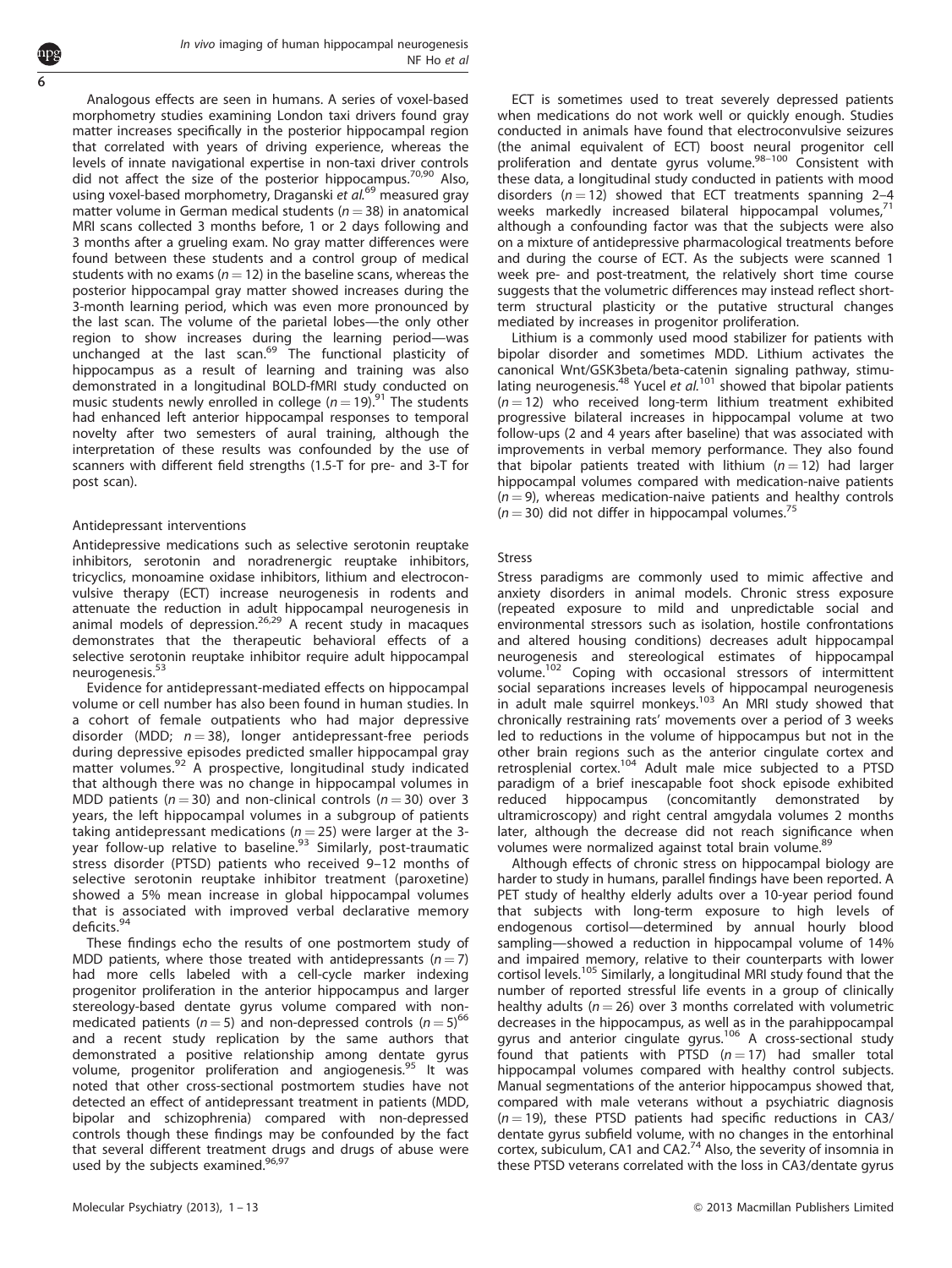Analogous effects are seen in humans. A series of voxel-based morphometry studies examining London taxi drivers found gray matter increases specifically in the posterior hippocampal region that correlated with years of driving experience, whereas the levels of innate navigational expertise in non-taxi driver controls did not affect the size of the posterior hippocampus.[70,90] Also, using voxel-based morphometry, Draganski *et al.*[69] measured gray matter volume in German medical students ($n = 38$) in anatomical MRI scans collected 3 months before, 1 or 2 days following and 3 months after a grueling exam. No gray matter differences were found between these students and a control group of medical students with no exams ($n = 12$) in the baseline scans, whereas the posterior hippocampal gray matter showed increases during the 3-month learning period, which was even more pronounced by the last scan. The volume of the parietal lobes—the only other region to show increases during the learning period—was unchanged at the last scan.[69] The functional plasticity of hippocampus as a result of learning and training was also demonstrated in a longitudinal BOLD-fMRI study conducted on music students newly enrolled in college ($n = 19$).[91] The students had enhanced left anterior hippocampal responses to temporal novelty after two semesters of aural training, although the interpretation of these results was confounded by the use of scanners with different field strengths (1.5-T for pre- and 3-T for post scan).

### Antidepressant interventions

Antidepressive medications such as selective serotonin reuptake inhibitors, serotonin and noradrenergic reuptake inhibitors, tricyclics, monoamine oxidase inhibitors, lithium and electroconvulsive therapy (ECT) increase neurogenesis in rodents and attenuate the reduction in adult hippocampal neurogenesis in animal models of depression.[26,29] A recent study in macaques demonstrates that the therapeutic behavioral effects of a selective serotonin reuptake inhibitor require adult hippocampal neurogenesis.[53]

Evidence for antidepressant-mediated effects on hippocampal volume or cell number has also been found in human studies. In a cohort of female outpatients who had major depressive disorder (MDD; $n = 38$), longer antidepressant-free periods during depressive episodes predicted smaller hippocampal gray matter volumes.[92] A prospective, longitudinal study indicated that although there was no change in hippocampal volumes in MDD patients ($n = 30$) and non-clinical controls ($n = 30$) over 3 years, the left hippocampal volumes in a subgroup of patients taking antidepressant medications ($n = 25$) were larger at the 3-year follow-up relative to baseline.[93] Similarly, post-traumatic stress disorder (PTSD) patients who received 9–12 months of selective serotonin reuptake inhibitor treatment (paroxetine) showed a 5% mean increase in global hippocampal volumes that is associated with improved verbal declarative memory deficits.[94]

These findings echo the results of one postmortem study of MDD patients, where those treated with antidepressants ($n = 7$) had more cells labeled with a cell-cycle marker indexing progenitor proliferation in the anterior hippocampus and larger stereology-based dentate gyrus volume compared with non-medicated patients ($n = 5$) and non-depressed controls ($n = 5$)[66] and a recent study replication by the same authors that demonstrated a positive relationship among dentate gyrus volume, progenitor proliferation and angiogenesis.[95] It was noted that other cross-sectional postmortem studies have not detected an effect of antidepressant treatment in patients (MDD, bipolar and schizophrenia) compared with non-depressed controls though these findings may be confounded by the fact that several different treatment drugs and drugs of abuse were used by the subjects examined.[96,97]

ECT is sometimes used to treat severely depressed patients when medications do not work well or quickly enough. Studies conducted in animals have found that electroconvulsive seizures (the animal equivalent of ECT) boost neural progenitor cell proliferation and dentate gyrus volume.[98–100] Consistent with these data, a longitudinal study conducted in patients with mood disorders ($n = 12$) showed that ECT treatments spanning 2–4 weeks markedly increased bilateral hippocampal volumes,[71] although a confounding factor was that the subjects were also on a mixture of antidepressive pharmacological treatments before and during the course of ECT. As the subjects were scanned 1 week pre- and post-treatment, the relatively short time course suggests that the volumetric differences may instead reflect short-term structural plasticity or the putative structural changes mediated by increases in progenitor proliferation.

Lithium is a commonly used mood stabilizer for patients with bipolar disorder and sometimes MDD. Lithium activates the canonical Wnt/GSK3beta/beta-catenin signaling pathway, stimulating neurogenesis.[48] Yucel *et al.*[101] showed that bipolar patients ($n = 12$) who received long-term lithium treatment exhibited progressive bilateral increases in hippocampal volume at two follow-ups (2 and 4 years after baseline) that was associated with improvements in verbal memory performance. They also found that bipolar patients treated with lithium ($n = 12$) had larger hippocampal volumes compared with medication-naive patients ($n = 9$), whereas medication-naive patients and healthy controls ($n = 30$) did not differ in hippocampal volumes.[75]

### Stress

Stress paradigms are commonly used to mimic affective and anxiety disorders in animal models. Chronic stress exposure (repeated exposure to mild and unpredictable social and environmental stressors such as isolation, hostile confrontations and altered housing conditions) decreases adult hippocampal neurogenesis and stereological estimates of hippocampal volume.[102] Coping with occasional stressors of intermittent social separations increases levels of hippocampal neurogenesis in adult male squirrel monkeys.[103] An MRI study showed that chronically restraining rats' movements over a period of 3 weeks led to reductions in the volume of hippocampus but not in the other brain regions such as the anterior cingulate cortex and retrosplenial cortex.[104] Adult male mice subjected to a PTSD paradigm of a brief inescapable foot shock episode exhibited reduced hippocampus (concomitantly demonstrated by ultramicroscopy) and right central amgydala volumes 2 months later, although the decrease did not reach significance when volumes were normalized against total brain volume.[89]

Although effects of chronic stress on hippocampal biology are harder to study in humans, parallel findings have been reported. A PET study of healthy elderly adults over a 10-year period found that subjects with long-term exposure to high levels of endogenous cortisol—determined by annual hourly blood sampling—showed a reduction in hippocampal volume of 14% and impaired memory, relative to their counterparts with lower cortisol levels.[105] Similarly, a longitudinal MRI study found that the number of reported stressful life events in a group of clinically healthy adults ($n = 26$) over 3 months correlated with volumetric decreases in the hippocampus, as well as in the parahippocampal gyrus and anterior cingulate gyrus.[106] A cross-sectional study found that patients with PTSD ($n = 17$) had smaller total hippocampal volumes compared with healthy control subjects. Manual segmentations of the anterior hippocampus showed that, compared with male veterans without a psychiatric diagnosis ($n = 19$), these PTSD patients had specific reductions in CA3/dentate gyrus subfield volume, with no changes in the entorhinal cortex, subiculum, CA1 and CA2.[74] Also, the severity of insomnia in these PTSD veterans correlated with the loss in CA3/dentate gyrus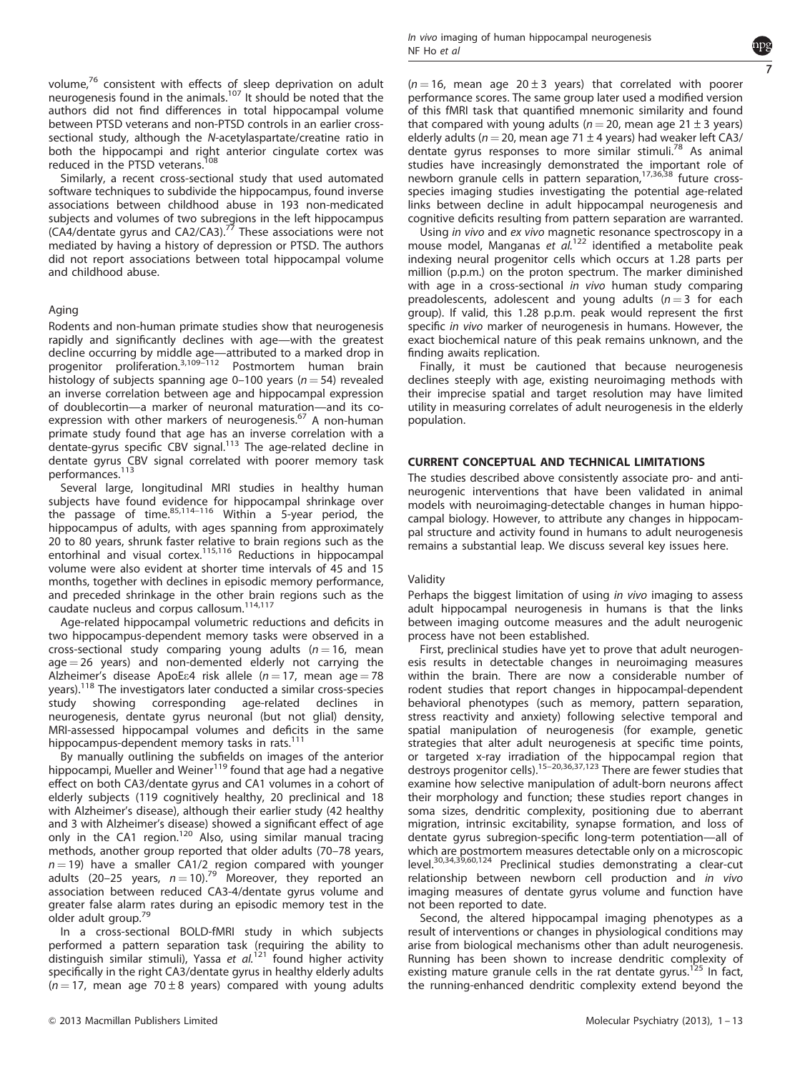volume,[76] consistent with effects of sleep deprivation on adult neurogenesis found in the animals.[107] It should be noted that the authors did not find differences in total hippocampal volume between PTSD veterans and non-PTSD controls in an earlier cross-sectional study, although the *N*-acetylaspartate/creatine ratio in both the hippocampi and right anterior cingulate cortex was reduced in the PTSD veterans.[108]

Similarly, a recent cross-sectional study that used automated software techniques to subdivide the hippocampus, found inverse associations between childhood abuse in 193 non-medicated subjects and volumes of two subregions in the left hippocampus (CA4/dentate gyrus and CA2/CA3).[77] These associations were not mediated by having a history of depression or PTSD. The authors did not report associations between total hippocampal volume and childhood abuse.

### Aging

Rodents and non-human primate studies show that neurogenesis rapidly and significantly declines with age—with the greatest decline occurring by middle age—attributed to a marked drop in progenitor proliferation.[3,109–112] Postmortem human brain histology of subjects spanning age 0–100 years ($n = 54$) revealed an inverse correlation between age and hippocampal expression of doublecortin—a marker of neuronal maturation—and its co-expression with other markers of neurogenesis.[67] A non-human primate study found that age has an inverse correlation with a dentate-gyrus specific CBV signal.[113] The age-related decline in dentate gyrus CBV signal correlated with poorer memory task performances.[113]

Several large, longitudinal MRI studies in healthy human subjects have found evidence for hippocampal shrinkage over the passage of time.[85,114–116] Within a 5-year period, the hippocampus of adults, with ages spanning from approximately 20 to 80 years, shrunk faster relative to brain regions such as the entorhinal and visual cortex.[115,116] Reductions in hippocampal volume were also evident at shorter time intervals of 45 and 15 months, together with declines in episodic memory performance, and preceded shrinkage in the other brain regions such as the caudate nucleus and corpus callosum.[114,117]

Age-related hippocampal volumetric reductions and deficits in two hippocampus-dependent memory tasks were observed in a cross-sectional study comparing young adults ($n = 16$, mean age = 26 years) and non-demented elderly not carrying the Alzheimer's disease ApoEε4 risk allele ($n = 17$, mean age = 78 years).[118] The investigators later conducted a similar cross-species study showing corresponding age-related declines in neurogenesis, dentate gyrus neuronal (but not glial) density, MRI-assessed hippocampal volumes and deficits in the same hippocampus-dependent memory tasks in rats.[111]

By manually outlining the subfields on images of the anterior hippocampi, Mueller and Weiner[119] found that age had a negative effect on both CA3/dentate gyrus and CA1 volumes in a cohort of elderly subjects (119 cognitively healthy, 20 preclinical and 18 with Alzheimer's disease), although their earlier study (42 healthy and 3 with Alzheimer's disease) showed a significant effect of age only in the CA1 region.[120] Also, using similar manual tracing methods, another group reported that older adults (70–78 years, $n = 19$) have a smaller CA1/2 region compared with younger adults (20–25 years, $n = 10$).[79] Moreover, they reported an association between reduced CA3-4/dentate gyrus volume and greater false alarm rates during an episodic memory test in the older adult group.[79]

In a cross-sectional BOLD-fMRI study in which subjects performed a pattern separation task (requiring the ability to distinguish similar stimuli), Yassa *et al.*[121] found higher activity specifically in the right CA3/dentate gyrus in healthy elderly adults ($n = 17$, mean age $70 \pm 8$ years) compared with young adults ($n = 16$, mean age $20 \pm 3$ years) that correlated with poorer performance scores. The same group later used a modified version of this fMRI task that quantified mnemonic similarity and found that compared with young adults ($n = 20$, mean age $21 \pm 3$ years) elderly adults ($n = 20$, mean age $71 \pm 4$ years) had weaker left CA3/dentate gyrus responses to more similar stimuli.[78] As animal studies have increasingly demonstrated the important role of newborn granule cells in pattern separation,[17,36,38] future cross-species imaging studies investigating the potential age-related links between decline in adult hippocampal neurogenesis and cognitive deficits resulting from pattern separation are warranted.

Using *in vivo* and *ex vivo* magnetic resonance spectroscopy in a mouse model, Manganas *et al.*[122] identified a metabolite peak indexing neural progenitor cells which occurs at 1.28 parts per million (p.p.m.) on the proton spectrum. The marker diminished with age in a cross-sectional *in vivo* human study comparing preadolescents, adolescent and young adults ($n = 3$ for each group). If valid, this 1.28 p.p.m. peak would represent the first specific *in vivo* marker of neurogenesis in humans. However, the exact biochemical nature of this peak remains unknown, and the finding awaits replication.

Finally, it must be cautioned that because neurogenesis declines steeply with age, existing neuroimaging methods with their imprecise spatial and target resolution may have limited utility in measuring correlates of adult neurogenesis in the elderly population.

## CURRENT CONCEPTUAL AND TECHNICAL LIMITATIONS

The studies described above consistently associate pro- and anti-neurogenic interventions that have been validated in animal models with neuroimaging-detectable changes in human hippocampal biology. However, to attribute any changes in hippocampal structure and activity found in humans to adult neurogenesis remains a substantial leap. We discuss several key issues here.

### Validity

Perhaps the biggest limitation of using *in vivo* imaging to assess adult hippocampal neurogenesis in humans is that the links between imaging outcome measures and the adult neurogenic process have not been established.

First, preclinical studies have yet to prove that adult neurogenesis results in detectable changes in neuroimaging measures within the brain. There are now a considerable number of rodent studies that report changes in hippocampal-dependent behavioral phenotypes (such as memory, pattern separation, stress reactivity and anxiety) following selective temporal and spatial manipulation of neurogenesis (for example, genetic strategies that alter adult neurogenesis at specific time points, or targeted x-ray irradiation of the hippocampal region that destroys progenitor cells).[15–20,36,37,123] There are fewer studies that examine how selective manipulation of adult-born neurons affect their morphology and function; these studies report changes in soma sizes, dendritic complexity, positioning due to aberrant migration, intrinsic excitability, synapse formation, and loss of dentate gyrus subregion-specific long-term potentiation—all of which are postmortem measures detectable only on a microscopic level.[30,34,39,60,124] Preclinical studies demonstrating a clear-cut relationship between newborn cell production and *in vivo* imaging measures of dentate gyrus volume and function have not been reported to date.

Second, the altered hippocampal imaging phenotypes as a result of interventions or changes in physiological conditions may arise from biological mechanisms other than adult neurogenesis. Running has been shown to increase dendritic complexity of existing mature granule cells in the rat dentate gyrus.[125] In fact, the running-enhanced dendritic complexity extend beyond the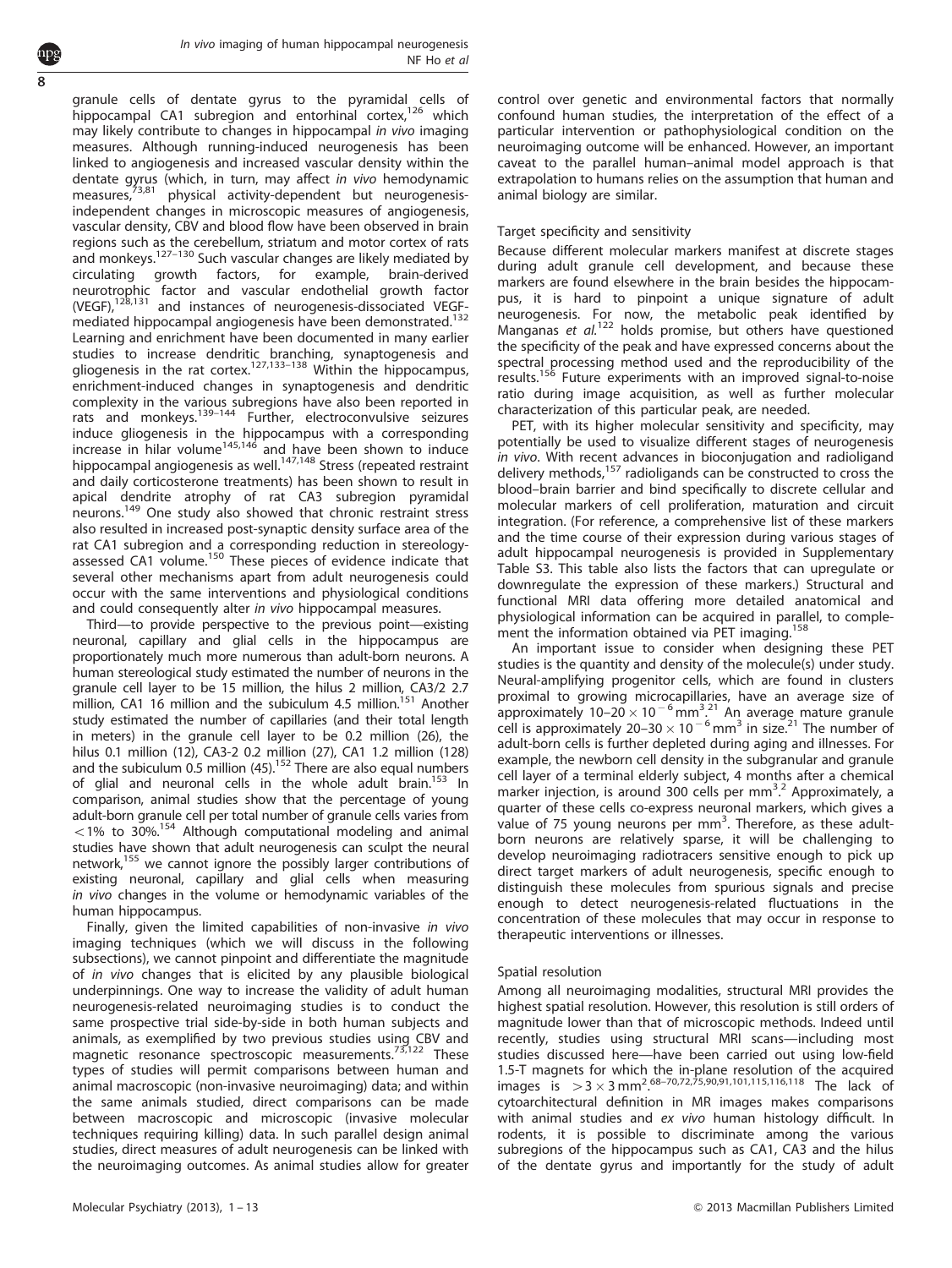granule cells of dentate gyrus to the pyramidal cells of hippocampal CA1 subregion and entorhinal cortex,[126] which may likely contribute to changes in hippocampal *in vivo* imaging measures. Although running-induced neurogenesis has been linked to angiogenesis and increased vascular density within the dentate gyrus (which, in turn, may affect *in vivo* hemodynamic measures,[73,81] physical activity-dependent but neurogenesis-independent changes in microscopic measures of angiogenesis, vascular density, CBV and blood flow have been observed in brain regions such as the cerebellum, striatum and motor cortex of rats and monkeys.[127–130] Such vascular changes are likely mediated by circulating growth factors, for example, brain-derived neurotrophic factor and vascular endothelial growth factor (VEGF),[128,131] and instances of neurogenesis-dissociated VEGF-mediated hippocampal angiogenesis have been demonstrated.[132] Learning and enrichment have been documented in many earlier studies to increase dendritic branching, synaptogenesis and gliogenesis in the rat cortex.[127,133–138] Within the hippocampus, enrichment-induced changes in synaptogenesis and dendritic complexity in the various subregions have also been reported in rats and monkeys.[139–144] Further, electroconvulsive seizures induce gliogenesis in the hippocampus with a corresponding increase in hilar volume[145,146] and have been shown to induce hippocampal angiogenesis as well.[147,148] Stress (repeated restraint and daily corticosterone treatments) has been shown to result in apical dendrite atrophy of rat CA3 subregion pyramidal neurons.[149] One study also showed that chronic restraint stress also resulted in increased post-synaptic density surface area of the rat CA1 subregion and a corresponding reduction in stereology-assessed CA1 volume.[150] These pieces of evidence indicate that several other mechanisms apart from adult neurogenesis could occur with the same interventions and physiological conditions and could consequently alter *in vivo* hippocampal measures.

Third—to provide perspective to the previous point—existing neuronal, capillary and glial cells in the hippocampus are proportionately much more numerous than adult-born neurons. A human stereological study estimated the number of neurons in the granule cell layer to be 15 million, the hilus 2 million, CA3/2 2.7 million, CA1 16 million and the subiculum 4.5 million.[151] Another study estimated the number of capillaries (and their total length in meters) in the granule cell layer to be 0.2 million (26), the hilus 0.1 million (12), CA3-2 0.2 million (27), CA1 1.2 million (128) and the subiculum 0.5 million (45).[152] There are also equal numbers of glial and neuronal cells in the whole adult brain.[153] In comparison, animal studies show that the percentage of young adult-born granule cell per total number of granule cells varies from $<1\%$ to 30%.[154] Although computational modeling and animal studies have shown that adult neurogenesis can sculpt the neural network,[155] we cannot ignore the possibly larger contributions of existing neuronal, capillary and glial cells when measuring *in vivo* changes in the volume or hemodynamic variables of the human hippocampus.

Finally, given the limited capabilities of non-invasive *in vivo* imaging techniques (which we will discuss in the following subsections), we cannot pinpoint and differentiate the magnitude of *in vivo* changes that is elicited by any plausible biological underpinnings. One way to increase the validity of adult human neurogenesis-related neuroimaging studies is to conduct the same prospective trial side-by-side in both human subjects and animals, as exemplified by two previous studies using CBV and magnetic resonance spectroscopic measurements.[73,122] These types of studies will permit comparisons between human and animal macroscopic (non-invasive neuroimaging) data; and within the same animals studied, direct comparisons can be made between macroscopic and microscopic (invasive molecular techniques requiring killing) data. In such parallel design animal studies, direct measures of adult neurogenesis can be linked with the neuroimaging outcomes. As animal studies allow for greater control over genetic and environmental factors that normally confound human studies, the interpretation of the effect of a particular intervention or pathophysiological condition on the neuroimaging outcome will be enhanced. However, an important caveat to the parallel human–animal model approach is that extrapolation to humans relies on the assumption that human and animal biology are similar.

### Target specificity and sensitivity

Because different molecular markers manifest at discrete stages during adult granule cell development, and because these markers are found elsewhere in the brain besides the hippocampus, it is hard to pinpoint a unique signature of adult neurogenesis. For now, the metabolic peak identified by Manganas *et al.*[122] holds promise, but others have questioned the specificity of the peak and have expressed concerns about the spectral processing method used and the reproducibility of the results.[156] Future experiments with an improved signal-to-noise ratio during image acquisition, as well as further molecular characterization of this particular peak, are needed.

PET, with its higher molecular sensitivity and specificity, may potentially be used to visualize different stages of neurogenesis *in vivo*. With recent advances in bioconjugation and radioligand delivery methods,[157] radioligands can be constructed to cross the blood–brain barrier and bind specifically to discrete cellular and molecular markers of cell proliferation, maturation and circuit integration. (For reference, a comprehensive list of these markers and the time course of their expression during various stages of adult hippocampal neurogenesis is provided in Supplementary Table S3. This table also lists the factors that can upregulate or downregulate the expression of these markers.) Structural and functional MRI data offering more detailed anatomical and physiological information can be acquired in parallel, to complement the information obtained via PET imaging.[158]

An important issue to consider when designing these PET studies is the quantity and density of the molecule(s) under study. Neural-amplifying progenitor cells, which are found in clusters proximal to growing microcapillaries, have an average size of approximately $10–20 \times 10^{-6}\,\text{mm}^3$.[21] An average mature granule cell is approximately $20–30 \times 10^{-6}\,\text{mm}^3$ in size.[21] The number of adult-born cells is further depleted during aging and illnesses. For example, the newborn cell density in the subgranular and granule cell layer of a terminal elderly subject, 4 months after a chemical marker injection, is around 300 cells per $\text{mm}^3$.[2] Approximately, a quarter of these cells co-express neuronal markers, which gives a value of 75 young neurons per $\text{mm}^3$. Therefore, as these adult-born neurons are relatively sparse, it will be challenging to develop neuroimaging radiotracers sensitive enough to pick up direct target markers of adult neurogenesis, specific enough to distinguish these molecules from spurious signals and precise enough to detect neurogenesis-related fluctuations in the concentration of these molecules that may occur in response to therapeutic interventions or illnesses.

### Spatial resolution

Among all neuroimaging modalities, structural MRI provides the highest spatial resolution. However, this resolution is still orders of magnitude lower than that of microscopic methods. Indeed until recently, studies using structural MRI scans—including most studies discussed here—have been carried out using low-field 1.5-T magnets for which the in-plane resolution of the acquired images is $>3 \times 3\,\text{mm}^2$.[68–70,72,75,90,91,101,115,116,118] The lack of cytoarchitectural definition in MR images makes comparisons with animal studies and *ex vivo* human histology difficult. In rodents, it is possible to discriminate among the various subregions of the hippocampus such as CA1, CA3 and the hilus of the dentate gyrus and importantly for the study of adult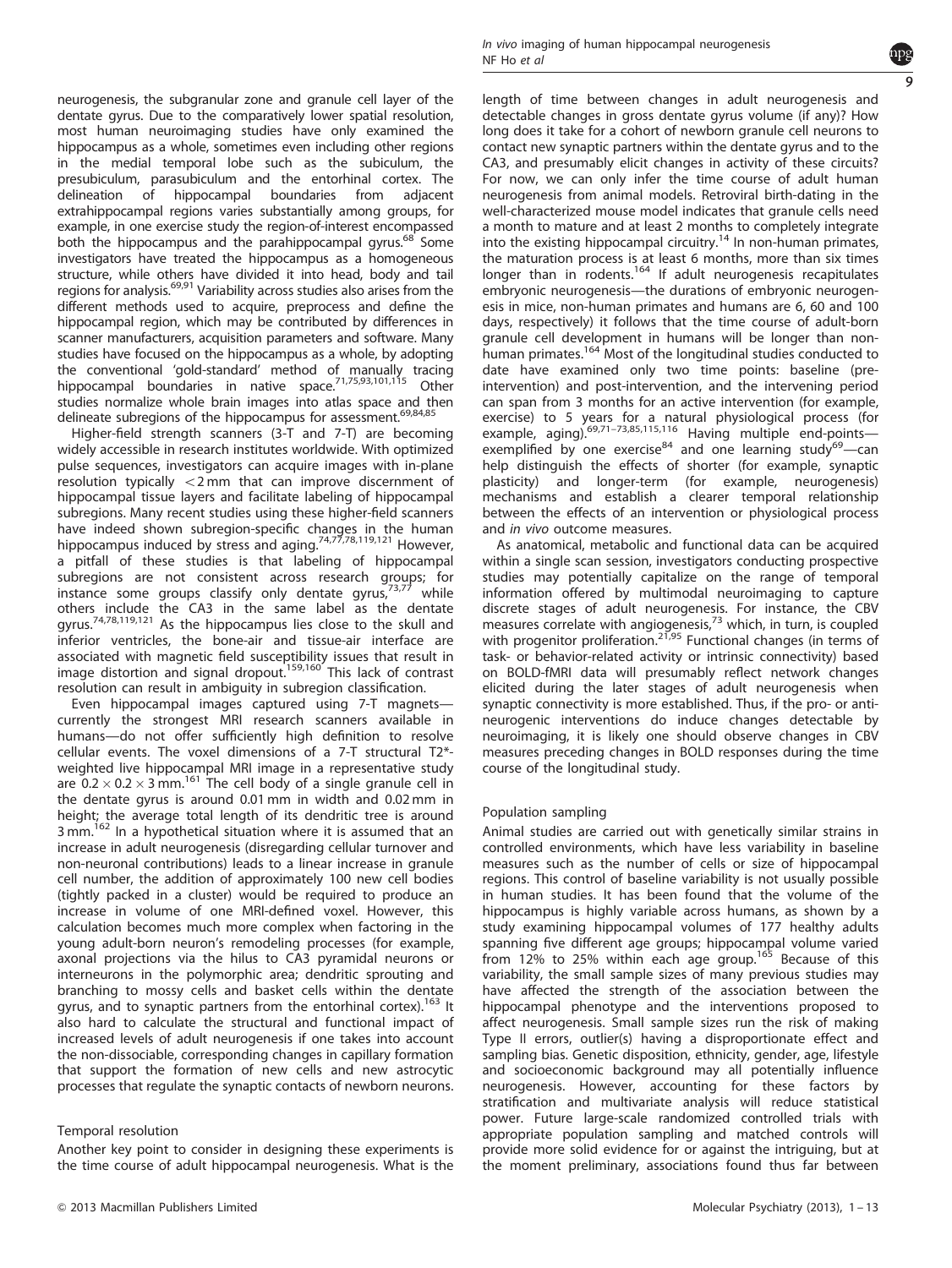neurogenesis, the subgranular zone and granule cell layer of the dentate gyrus. Due to the comparatively lower spatial resolution, most human neuroimaging studies have only examined the hippocampus as a whole, sometimes even including other regions in the medial temporal lobe such as the subiculum, the presubiculum, parasubiculum and the entorhinal cortex. The delineation of hippocampal boundaries from adjacent extrahippocampal regions varies substantially among groups, for example, in one exercise study the region-of-interest encompassed both the hippocampus and the parahippocampal gyrus.[68] Some investigators have treated the hippocampus as a homogeneous structure, while others have divided it into head, body and tail regions for analysis.[69,91] Variability across studies also arises from the different methods used to acquire, preprocess and define the hippocampal region, which may be contributed by differences in scanner manufacturers, acquisition parameters and software. Many studies have focused on the hippocampus as a whole, by adopting the conventional 'gold-standard' method of manually tracing hippocampal boundaries in native space.[71,75,93,101,115] Other studies normalize whole brain images into atlas space and then delineate subregions of the hippocampus for assessment.[69,84,85]

Higher-field strength scanners (3-T and 7-T) are becoming widely accessible in research institutes worldwide. With optimized pulse sequences, investigators can acquire images with in-plane resolution typically $<2$ mm that can improve discernment of hippocampal tissue layers and facilitate labeling of hippocampal subregions. Many recent studies using these higher-field scanners have indeed shown subregion-specific changes in the human hippocampus induced by stress and aging.[74,77,78,119,121] However, a pitfall of these studies is that labeling of hippocampal subregions are not consistent across research groups; for instance some groups classify only dentate gyrus,[73,77] while others include the CA3 in the same label as the dentate gyrus.[74,78,119,121] As the hippocampus lies close to the skull and inferior ventricles, the bone-air and tissue-air interface are associated with magnetic field susceptibility issues that result in image distortion and signal dropout.[159,160] This lack of contrast resolution can result in ambiguity in subregion classification.

Even hippocampal images captured using 7-T magnets—currently the strongest MRI research scanners available in humans—do not offer sufficiently high definition to resolve cellular events. The voxel dimensions of a 7-T structural T2*-weighted live hippocampal MRI image in a representative study are $0.2 \times 0.2 \times 3$ mm.[161] The cell body of a single granule cell in the dentate gyrus is around 0.01 mm in width and 0.02 mm in height; the average total length of its dendritic tree is around 3 mm.[162] In a hypothetical situation where it is assumed that an increase in adult neurogenesis (disregarding cellular turnover and non-neuronal contributions) leads to a linear increase in granule cell number, the addition of approximately 100 new cell bodies (tightly packed in a cluster) would be required to produce an increase in volume of one MRI-defined voxel. However, this calculation becomes much more complex when factoring in the young adult-born neuron's remodeling processes (for example, axonal projections via the hilus to CA3 pyramidal neurons or interneurons in the polymorphic area; dendritic sprouting and branching to mossy cells and basket cells within the dentate gyrus, and to synaptic partners from the entorhinal cortex).[163] It also hard to calculate the structural and functional impact of increased levels of adult neurogenesis if one takes into account the non-dissociable, corresponding changes in capillary formation that support the formation of new cells and new astrocytic processes that regulate the synaptic contacts of newborn neurons.

### Temporal resolution

Another key point to consider in designing these experiments is the time course of adult hippocampal neurogenesis. What is the length of time between changes in adult neurogenesis and detectable changes in gross dentate gyrus volume (if any)? How long does it take for a cohort of newborn granule cell neurons to contact new synaptic partners within the dentate gyrus and to the CA3, and presumably elicit changes in activity of these circuits? For now, we can only infer the time course of adult human neurogenesis from animal models. Retroviral birth-dating in the well-characterized mouse model indicates that granule cells need a month to mature and at least 2 months to completely integrate into the existing hippocampal circuitry.[14] In non-human primates, the maturation process is at least 6 months, more than six times longer than in rodents.[164] If adult neurogenesis recapitulates embryonic neurogenesis—the durations of embryonic neurogenesis in mice, non-human primates and humans are 6, 60 and 100 days, respectively) it follows that the time course of adult-born granule cell development in humans will be longer than non-human primates.[164] Most of the longitudinal studies conducted to date have examined only two time points: baseline (pre-intervention) and post-intervention, and the intervening period can span from 3 months for an active intervention (for example, exercise) to 5 years for a natural physiological process (for example, aging).[69,71–73,85,115,116] Having multiple end-points—exemplified by one exercise[84] and one learning study[69]—can help distinguish the effects of shorter (for example, synaptic plasticity) and longer-term (for example, neurogenesis) mechanisms and establish a clearer temporal relationship between the effects of an intervention or physiological process and *in vivo* outcome measures.

As anatomical, metabolic and functional data can be acquired within a single scan session, investigators conducting prospective studies may potentially capitalize on the range of temporal information offered by multimodal neuroimaging to capture discrete stages of adult neurogenesis. For instance, the CBV measures correlate with angiogenesis,[73] which, in turn, is coupled with progenitor proliferation.[21,95] Functional changes (in terms of task- or behavior-related activity or intrinsic connectivity) based on BOLD-fMRI data will presumably reflect network changes elicited during the later stages of adult neurogenesis when synaptic connectivity is more established. Thus, if the pro- or anti-neurogenic interventions do induce changes detectable by neuroimaging, it is likely one should observe changes in CBV measures preceding changes in BOLD responses during the time course of the longitudinal study.

### Population sampling

Animal studies are carried out with genetically similar strains in controlled environments, which have less variability in baseline measures such as the number of cells or size of hippocampal regions. This control of baseline variability is not usually possible in human studies. It has been found that the volume of the hippocampus is highly variable across humans, as shown by a study examining hippocampal volumes of 177 healthy adults spanning five different age groups; hippocampal volume varied from 12% to 25% within each age group.[165] Because of this variability, the small sample sizes of many previous studies may have affected the strength of the association between the hippocampal phenotype and the interventions proposed to affect neurogenesis. Small sample sizes run the risk of making Type II errors, outlier(s) having a disproportionate effect and sampling bias. Genetic disposition, ethnicity, gender, age, lifestyle and socioeconomic background may all potentially influence neurogenesis. However, accounting for these factors by stratification and multivariate analysis will reduce statistical power. Future large-scale randomized controlled trials with appropriate population sampling and matched controls will provide more solid evidence for or against the intriguing, but at the moment preliminary, associations found thus far between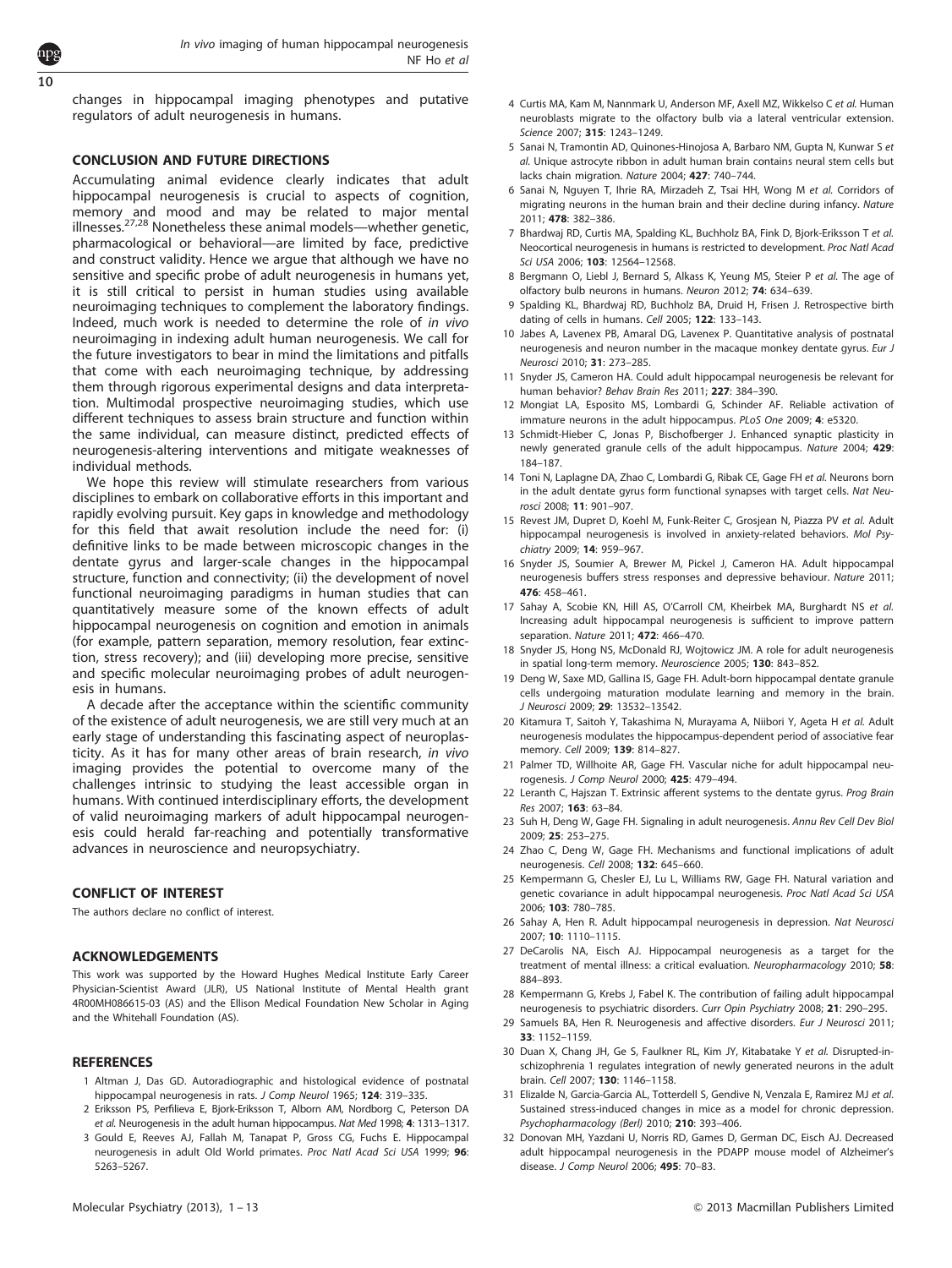changes in hippocampal imaging phenotypes and putative regulators of adult neurogenesis in humans.

## CONCLUSION AND FUTURE DIRECTIONS

Accumulating animal evidence clearly indicates that adult hippocampal neurogenesis is crucial to aspects of cognition, memory and mood and may be related to major mental illnesses.[27,28] Nonetheless these animal models—whether genetic, pharmacological or behavioral—are limited by face, predictive and construct validity. Hence we argue that although we have no sensitive and specific probe of adult neurogenesis in humans yet, it is still critical to persist in human studies using available neuroimaging techniques to complement the laboratory findings. Indeed, much work is needed to determine the role of *in vivo* neuroimaging in indexing adult human neurogenesis. We call for the future investigators to bear in mind the limitations and pitfalls that come with each neuroimaging technique, by addressing them through rigorous experimental designs and data interpretation. Multimodal prospective neuroimaging studies, which use different techniques to assess brain structure and function within the same individual, can measure distinct, predicted effects of neurogenesis-altering interventions and mitigate weaknesses of individual methods.

We hope this review will stimulate researchers from various disciplines to embark on collaborative efforts in this important and rapidly evolving pursuit. Key gaps in knowledge and methodology for this field that await resolution include the need for: (i) definitive links to be made between microscopic changes in the dentate gyrus and larger-scale changes in the hippocampal structure, function and connectivity; (ii) the development of novel functional neuroimaging paradigms in human studies that can quantitatively measure some of the known effects of adult hippocampal neurogenesis on cognition and emotion in animals (for example, pattern separation, memory resolution, fear extinction, stress recovery); and (iii) developing more precise, sensitive and specific molecular neuroimaging probes of adult neurogenesis in humans.

A decade after the acceptance within the scientific community of the existence of adult neurogenesis, we are still very much at an early stage of understanding this fascinating aspect of neuroplasticity. As it has for many other areas of brain research, *in vivo* imaging provides the potential to overcome many of the challenges intrinsic to studying the least accessible organ in humans. With continued interdisciplinary efforts, the development of valid neuroimaging markers of adult hippocampal neurogenesis could herald far-reaching and potentially transformative advances in neuroscience and neuropsychiatry.

## CONFLICT OF INTEREST

The authors declare no conflict of interest.

## ACKNOWLEDGEMENTS

This work was supported by the Howard Hughes Medical Institute Early Career Physician-Scientist Award (JLR), US National Institute of Mental Health grant 4R00MH086615-03 (AS) and the Ellison Medical Foundation New Scholar in Aging and the Whitehall Foundation (AS).

## REFERENCES

1. Altman J, Das GD. Autoradiographic and histological evidence of postnatal hippocampal neurogenesis in rats. *J Comp Neurol* 1965; **124**: 319–335.
2. Eriksson PS, Perfilieva E, Bjork-Eriksson T, Alborn AM, Nordborg C, Peterson DA *et al.* Neurogenesis in the adult human hippocampus. *Nat Med* 1998; **4**: 1313–1317.
3. Gould E, Reeves AJ, Fallah M, Tanapat P, Gross CG, Fuchs E. Hippocampal neurogenesis in adult Old World primates. *Proc Natl Acad Sci USA* 1999; **96**: 5263–5267.
4. Curtis MA, Kam M, Nannmark U, Anderson MF, Axell MZ, Wikkelso C *et al.* Human neuroblasts migrate to the olfactory bulb via a lateral ventricular extension. *Science* 2007; **315**: 1243–1249.
5. Sanai N, Tramontin AD, Quinones-Hinojosa A, Barbaro NM, Gupta N, Kunwar S *et al.* Unique astrocyte ribbon in adult human brain contains neural stem cells but lacks chain migration. *Nature* 2004; **427**: 740–744.
6. Sanai N, Nguyen T, Ihrie RA, Mirzadeh Z, Tsai HH, Wong M *et al.* Corridors of migrating neurons in the human brain and their decline during infancy. *Nature* 2011; **478**: 382–386.
7. Bhardwaj RD, Curtis MA, Spalding KL, Buchholz BA, Fink D, Bjork-Eriksson T *et al.* Neocortical neurogenesis in humans is restricted to development. *Proc Natl Acad Sci USA* 2006; **103**: 12564–12568.
8. Bergmann O, Liebl J, Bernard S, Alkass K, Yeung MS, Steier P *et al.* The age of olfactory bulb neurons in humans. *Neuron* 2012; **74**: 634–639.
9. Spalding KL, Bhardwaj RD, Buchholz BA, Druid H, Frisen J. Retrospective birth dating of cells in humans. *Cell* 2005; **122**: 133–143.
10. Jabes A, Lavenex PB, Amaral DG, Lavenex P. Quantitative analysis of postnatal neurogenesis and neuron number in the macaque monkey dentate gyrus. *Eur J Neurosci* 2010; **31**: 273–285.
11. Snyder JS, Cameron HA. Could adult hippocampal neurogenesis be relevant for human behavior? *Behav Brain Res* 2011; **227**: 384–390.
12. Mongiat LA, Esposito MS, Lombardi G, Schinder AF. Reliable activation of immature neurons in the adult hippocampus. *PLoS One* 2009; **4**: e5320.
13. Schmidt-Hieber C, Jonas P, Bischofberger J. Enhanced synaptic plasticity in newly generated granule cells of the adult hippocampus. *Nature* 2004; **429**: 184–187.
14. Toni N, Laplagne DA, Zhao C, Lombardi G, Ribak CE, Gage FH *et al.* Neurons born in the adult dentate gyrus form functional synapses with target cells. *Nat Neurosci* 2008; **11**: 901–907.
15. Revest JM, Dupret D, Koehl M, Funk-Reiter C, Grosjean N, Piazza PV *et al.* Adult hippocampal neurogenesis is involved in anxiety-related behaviors. *Mol Psychiatry* 2009; **14**: 959–967.
16. Snyder JS, Soumier A, Brewer M, Pickel J, Cameron HA. Adult hippocampal neurogenesis buffers stress responses and depressive behaviour. *Nature* 2011; **476**: 458–461.
17. Sahay A, Scobie KN, Hill AS, O'Carroll CM, Kheirbek MA, Burghardt NS *et al.* Increasing adult hippocampal neurogenesis is sufficient to improve pattern separation. *Nature* 2011; **472**: 466–470.
18. Snyder JS, Hong NS, McDonald RJ, Wojtowicz JM. A role for adult neurogenesis in spatial long-term memory. *Neuroscience* 2005; **130**: 843–852.
19. Deng W, Saxe MD, Gallina IS, Gage FH. Adult-born hippocampal dentate granule cells undergoing maturation modulate learning and memory in the brain. *J Neurosci* 2009; **29**: 13532–13542.
20. Kitamura T, Saitoh Y, Takashima N, Murayama A, Niibori Y, Ageta H *et al.* Adult neurogenesis modulates the hippocampus-dependent period of associative fear memory. *Cell* 2009; **139**: 814–827.
21. Palmer TD, Willhoite AR, Gage FH. Vascular niche for adult hippocampal neurogenesis. *J Comp Neurol* 2000; **425**: 479–494.
22. Leranth C, Hajszan T. Extrinsic afferent systems to the dentate gyrus. *Prog Brain Res* 2007; **163**: 63–84.
23. Suh H, Deng W, Gage FH. Signaling in adult neurogenesis. *Annu Rev Cell Dev Biol* 2009; **25**: 253–275.
24. Zhao C, Deng W, Gage FH. Mechanisms and functional implications of adult neurogenesis. *Cell* 2008; **132**: 645–660.
25. Kempermann G, Chesler EJ, Lu L, Williams RW, Gage FH. Natural variation and genetic covariance in adult hippocampal neurogenesis. *Proc Natl Acad Sci USA* 2006; **103**: 780–785.
26. Sahay A, Hen R. Adult hippocampal neurogenesis in depression. *Nat Neurosci* 2007; **10**: 1110–1115.
27. DeCarolis NA, Eisch AJ. Hippocampal neurogenesis as a target for the treatment of mental illness: a critical evaluation. *Neuropharmacology* 2010; **58**: 884–893.
28. Kempermann G, Krebs J, Fabel K. The contribution of failing adult hippocampal neurogenesis to psychiatric disorders. *Curr Opin Psychiatry* 2008; **21**: 290–295.
29. Samuels BA, Hen R. Neurogenesis and affective disorders. *Eur J Neurosci* 2011; **33**: 1152–1159.
30. Duan X, Chang JH, Ge S, Faulkner RL, Kim JY, Kitabatake Y *et al.* Disrupted-in-schizophrenia 1 regulates integration of newly generated neurons in the adult brain. *Cell* 2007; **130**: 1146–1158.
31. Elizalde N, Garcia-Garcia AL, Totterdell S, Gendive N, Venzala E, Ramirez MJ *et al.* Sustained stress-induced changes in mice as a model for chronic depression. *Psychopharmacology (Berl)* 2010; **210**: 393–406.
32. Donovan MH, Yazdani U, Norris RD, Games D, German DC, Eisch AJ. Decreased adult hippocampal neurogenesis in the PDAPP mouse model of Alzheimer's disease. *J Comp Neurol* 2006; **495**: 70–83.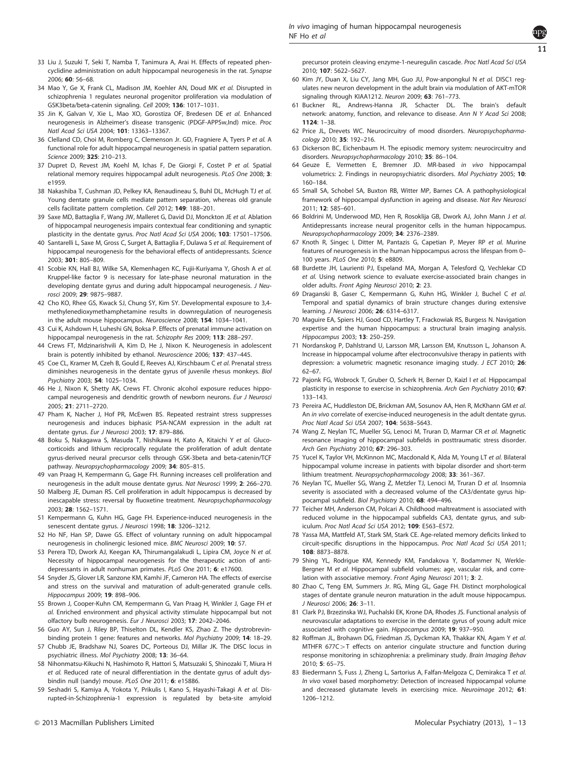33 Liu J, Suzuki T, Seki T, Namba T, Tanimura A, Arai H. Effects of repeated phencyclidine administration on adult hippocampal neurogenesis in the rat. *Synapse* 2006; **60**: 56–68.

34 Mao Y, Ge X, Frank CL, Madison JM, Koehler AN, Doud MK *et al.* Disrupted in schizophrenia 1 regulates neuronal progenitor proliferation via modulation of GSK3beta/beta-catenin signaling. *Cell* 2009; **136**: 1017–1031.

35 Jin K, Galvan V, Xie L, Mao XO, Gorostiza OF, Bredesen DE *et al.* Enhanced neurogenesis in Alzheimer's disease transgenic (PDGF-APPSw,Ind) mice. *Proc Natl Acad Sci USA* 2004; **101**: 13363–13367.

36 Clelland CD, Choi M, Romberg C, Clemenson Jr. GD, Fragniere A, Tyers P *et al.* A functional role for adult hippocampal neurogenesis in spatial pattern separation. *Science* 2009; **325**: 210–213.

37 Dupret D, Revest JM, Koehl M, Ichas F, De Giorgi F, Costet P *et al.* Spatial relational memory requires hippocampal adult neurogenesis. *PLoS One* 2008; **3**: e1959.

38 Nakashiba T, Cushman JD, Pelkey KA, Renaudineau S, Buhl DL, McHugh TJ *et al.* Young dentate granule cells mediate pattern separation, whereas old granule cells facilitate pattern completion. *Cell* 2012; **149**: 188–201.

39 Saxe MD, Battaglia F, Wang JW, Malleret G, David DJ, Monckton JE *et al.* Ablation of hippocampal neurogenesis impairs contextual fear conditioning and synaptic plasticity in the dentate gyrus. *Proc Natl Acad Sci USA* 2006; **103**: 17501–17506.

40 Santarelli L, Saxe M, Gross C, Surget A, Battaglia F, Dulawa S *et al.* Requirement of hippocampal neurogenesis for the behavioral effects of antidepressants. *Science* 2003; **301**: 805–809.

41 Scobie KN, Hall BJ, Wilke SA, Klemenhagen KC, Fujii-Kuriyama Y, Ghosh A *et al.* Kruppel-like factor 9 is necessary for late-phase neuronal maturation in the developing dentate gyrus and during adult hippocampal neurogenesis. *J Neurosci* 2009; **29**: 9875–9887.

42 Cho KO, Rhee GS, Kwack SJ, Chung SY, Kim SY. Developmental exposure to 3,4-methylenedioxymethamphetamine results in downregulation of neurogenesis in the adult mouse hippocampus. *Neuroscience* 2008; **154**: 1034–1041.

43 Cui K, Ashdown H, Luheshi GN, Boksa P. Effects of prenatal immune activation on hippocampal neurogenesis in the rat. *Schizophr Res* 2009; **113**: 288–297.

44 Crews FT, Mdzinarishvili A, Kim D, He J, Nixon K. Neurogenesis in adolescent brain is potently inhibited by ethanol. *Neuroscience* 2006; **137**: 437–445.

45 Coe CL, Kramer M, Czeh B, Gould E, Reeves AJ, Kirschbaum C *et al.* Prenatal stress diminishes neurogenesis in the dentate gyrus of juvenile rhesus monkeys. *Biol Psychiatry* 2003; **54**: 1025–1034.

46 He J, Nixon K, Shetty AK, Crews FT. Chronic alcohol exposure reduces hippocampal neurogenesis and dendritic growth of newborn neurons. *Eur J Neurosci* 2005; **21**: 2711–2720.

47 Pham K, Nacher J, Hof PR, McEwen BS. Repeated restraint stress suppresses neurogenesis and induces biphasic PSA-NCAM expression in the adult rat dentate gyrus. *Eur J Neurosci* 2003; **17**: 879–886.

48 Boku S, Nakagawa S, Masuda T, Nishikawa H, Kato A, Kitaichi Y *et al.* Glucocorticoids and lithium reciprocally regulate the proliferation of adult dentate gyrus-derived neural precursor cells through GSK-3beta and beta-catenin/TCF pathway. *Neuropsychopharmacology* 2009; **34**: 805–815.

49 van Praag H, Kempermann G, Gage FH. Running increases cell proliferation and neurogenesis in the adult mouse dentate gyrus. *Nat Neurosci* 1999; **2**: 266–270.

50 Malberg JE, Duman RS. Cell proliferation in adult hippocampus is decreased by inescapable stress: reversal by fluoxetine treatment. *Neuropsychopharmacology* 2003; **28**: 1562–1571.

51 Kempermann G, Kuhn HG, Gage FH. Experience-induced neurogenesis in the senescent dentate gyrus. *J Neurosci* 1998; **18**: 3206–3212.

52 Ho NF, Han SP, Dawe GS. Effect of voluntary running on adult hippocampal neurogenesis in cholinergic lesioned mice. *BMC Neurosci* 2009; **10**: 57.

53 Perera TD, Dwork AJ, Keegan KA, Thirumangalakudi L, Lipira CM, Joyce N *et al.* Necessity of hippocampal neurogenesis for the therapeutic action of antidepressants in adult nonhuman primates. *PLoS One* 2011; **6**: e17600.

54 Snyder JS, Glover LR, Sanzone KM, Kamhi JF, Cameron HA. The effects of exercise and stress on the survival and maturation of adult-generated granule cells. *Hippocampus* 2009; **19**: 898–906.

55 Brown J, Cooper-Kuhn CM, Kempermann G, Van Praag H, Winkler J, Gage FH *et al.* Enriched environment and physical activity stimulate hippocampal but not olfactory bulb neurogenesis. *Eur J Neurosci* 2003; **17**: 2042–2046.

56 Guo AY, Sun J, Riley BP, Thiselton DL, Kendler KS, Zhao Z. The dystrobrevin-binding protein 1 gene: features and networks. *Mol Psychiatry* 2009; **14**: 18–29.

57 Chubb JE, Bradshaw NJ, Soares DC, Porteous DJ, Millar JK. The DISC locus in psychiatric illness. *Mol Psychiatry* 2008; **13**: 36–64.

58 Nihonmatsu-Kikuchi N, Hashimoto R, Hattori S, Matsuzaki S, Shinozaki T, Miura H *et al.* Reduced rate of neural differentiation in the dentate gyrus of adult dysbindin null (sandy) mouse. *PLoS One* 2011; **6**: e15886.

59 Seshadri S, Kamiya A, Yokota Y, Prikulis I, Kano S, Hayashi-Takagi A *et al.* Disrupted-in-Schizophrenia-1 expression is regulated by beta-site amyloid precursor protein cleaving enzyme-1-neuregulin cascade. *Proc Natl Acad Sci USA* 2010; **107**: 5622–5627.

60 Kim JY, Duan X, Liu CY, Jang MH, Guo JU, Pow-anpongkul N *et al.* DISC1 regulates new neuron development in the adult brain via modulation of AKT-mTOR signaling through KIAA1212. *Neuron* 2009; **63**: 761–773.

61 Buckner RL, Andrews-Hanna JR, Schacter DL. The brain's default network: anatomy, function, and relevance to disease. *Ann N Y Acad Sci* 2008; **1124**: 1–38.

62 Price JL, Drevets WC. Neurocircuitry of mood disorders. *Neuropsychopharmacology* 2010; **35**: 192–216.

63 Dickerson BC, Eichenbaum H. The episodic memory system: neurocircuitry and disorders. *Neuropsychopharmacology* 2010; **35**: 86–104.

64 Geuze E, Vermetten E, Bremner JD. MR-based *in vivo* hippocampal volumetrics: 2. Findings in neuropsychiatric disorders. *Mol Psychiatry* 2005; **10**: 160–184.

65 Small SA, Schobel SA, Buxton RB, Witter MP, Barnes CA. A pathophysiological framework of hippocampal dysfunction in ageing and disease. *Nat Rev Neurosci* 2011; **12**: 585–601.

66 Boldrini M, Underwood MD, Hen R, Rosoklija GB, Dwork AJ, John Mann J *et al.* Antidepressants increase neural progenitor cells in the human hippocampus. *Neuropsychopharmacology* 2009; **34**: 2376–2389.

67 Knoth R, Singec I, Ditter M, Pantazis G, Capetian P, Meyer RP *et al.* Murine features of neurogenesis in the human hippocampus across the lifespan from 0–100 years. *PLoS One* 2010; **5**: e8809.

68 Burdette JH, Laurienti PJ, Espeland MA, Morgan A, Telesford Q, Vechlekar CD *et al.* Using network science to evaluate exercise-associated brain changes in older adults. *Front Aging Neurosci* 2010; **2**: 23.

69 Draganski B, Gaser C, Kempermann G, Kuhn HG, Winkler J, Buchel C *et al.* Temporal and spatial dynamics of brain structure changes during extensive learning. *J Neurosci* 2006; **26**: 6314–6317.

70 Maguire EA, Spiers HJ, Good CD, Hartley T, Frackowiak RS, Burgess N. Navigation expertise and the human hippocampus: a structural brain imaging analysis. *Hippocampus* 2003; **13**: 250–259.

71 Nordanskog P, Dahlstrand U, Larsson MR, Larsson EM, Knutsson L, Johanson A. Increase in hippocampal volume after electroconvulsive therapy in patients with depression: a volumetric magnetic resonance imaging study. *J ECT* 2010; **26**: 62–67.

72 Pajonk FG, Wobrock T, Gruber O, Scherk H, Berner D, Kaizl I *et al.* Hippocampal plasticity in response to exercise in schizophrenia. *Arch Gen Psychiatry* 2010; **67**: 133–143.

73 Pereira AC, Huddleston DE, Brickman AM, Sosunov AA, Hen R, McKhann GM *et al.* An *in vivo* correlate of exercise-induced neurogenesis in the adult dentate gyrus. *Proc Natl Acad Sci USA* 2007; **104**: 5638–5643.

74 Wang Z, Neylan TC, Mueller SG, Lenoci M, Truran D, Marmar CR *et al.* Magnetic resonance imaging of hippocampal subfields in posttraumatic stress disorder. *Arch Gen Psychiatry* 2010; **67**: 296–303.

75 Yucel K, Taylor VH, McKinnon MC, Macdonald K, Alda M, Young LT *et al.* Bilateral hippocampal volume increase in patients with bipolar disorder and short-term lithium treatment. *Neuropsychopharmacology* 2008; **33**: 361–367.

76 Neylan TC, Mueller SG, Wang Z, Metzler TJ, Lenoci M, Truran D *et al.* Insomnia severity is associated with a decreased volume of the CA3/dentate gyrus hippocampal subfield. *Biol Psychiatry* 2010; **68**: 494–496.

77 Teicher MH, Anderson CM, Polcari A. Childhood maltreatment is associated with reduced volume in the hippocampal subfields CA3, dentate gyrus, and subiculum. *Proc Natl Acad Sci USA* 2012; **109**: E563–E572.

78 Yassa MA, Mattfeld AT, Stark SM, Stark CE. Age-related memory deficits linked to circuit-specific disruptions in the hippocampus. *Proc Natl Acad Sci USA* 2011; **108**: 8873–8878.

79 Shing YL, Rodrigue KM, Kennedy KM, Fandakova Y, Bodammer N, Werkle-Bergner M *et al.* Hippocampal subfield volumes: age, vascular risk, and correlation with associative memory. *Front Aging Neurosci* 2011; **3**: 2.

80 Zhao C, Teng EM, Summers Jr. RG, Ming GL, Gage FH. Distinct morphological stages of dentate granule neuron maturation in the adult mouse hippocampus. *J Neurosci* 2006; **26**: 3–11.

81 Clark PJ, Brzezinska WJ, Puchalski EK, Krone DA, Rhodes JS. Functional analysis of neurovascular adaptations to exercise in the dentate gyrus of young adult mice associated with cognitive gain. *Hippocampus* 2009; **19**: 937–950.

82 Roffman JL, Brohawn DG, Friedman JS, Dyckman KA, Thakkar KN, Agam Y *et al.* MTHFR 677C>T effects on anterior cingulate structure and function during response monitoring in schizophrenia: a preliminary study. *Brain Imaging Behav* 2010; **5**: 65–75.

83 Biedermann S, Fuss J, Zheng L, Sartorius A, Falfan-Melgoza C, Demirakca T *et al.* *In vivo* voxel based morphometry: Detection of increased hippocampal volume and decreased glutamate levels in exercising mice. *Neuroimage* 2012; **61**: 1206–1212.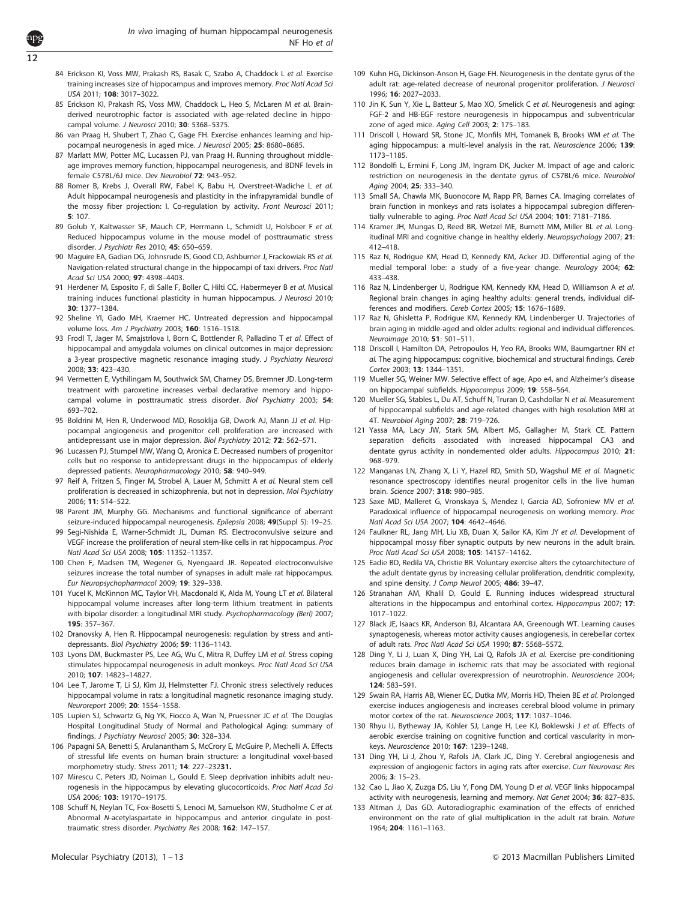84 Erickson KI, Voss MW, Prakash RS, Basak C, Szabo A, Chaddock L *et al.* Exercise training increases size of hippocampus and improves memory. *Proc Natl Acad Sci USA* 2011; **108**: 3017–3022.

85 Erickson KI, Prakash RS, Voss MW, Chaddock L, Heo S, McLaren M *et al.* Brain-derived neurotrophic factor is associated with age-related decline in hippocampal volume. *J Neurosci* 2010; **30**: 5368–5375.

86 van Praag H, Shubert T, Zhao C, Gage FH. Exercise enhances learning and hippocampal neurogenesis in aged mice. *J Neurosci* 2005; **25**: 8680–8685.

87 Marlatt MW, Potter MC, Lucassen PJ, van Praag H. Running throughout middle-age improves memory function, hippocampal neurogenesis, and BDNF levels in female C57BL/6J mice. *Dev Neurobiol* **72**: 943–952.

88 Romer B, Krebs J, Overall RW, Fabel K, Babu H, Overstreet-Wadiche L *et al.* Adult hippocampal neurogenesis and plasticity in the infrapyramidal bundle of the mossy fiber projection: I. Co-regulation by activity. *Front Neurosci* 2011; **5**: 107.

89 Golub Y, Kaltwasser SF, Mauch CP, Herrmann L, Schmidt U, Holsboer F *et al.* Reduced hippocampus volume in the mouse model of posttraumatic stress disorder. *J Psychiatr Res* 2010; **45**: 650–659.

90 Maguire EA, Gadian DG, Johnsrude IS, Good CD, Ashburner J, Frackowiak RS *et al.* Navigation-related structural change in the hippocampi of taxi drivers. *Proc Natl Acad Sci USA* 2000; **97**: 4398–4403.

91 Herdener M, Esposito F, di Salle F, Boller C, Hilti CC, Habermeyer B *et al.* Musical training induces functional plasticity in human hippocampus. *J Neurosci* 2010; **30**: 1377–1384.

92 Sheline YI, Gado MH, Kraemer HC. Untreated depression and hippocampal volume loss. *Am J Psychiatry* 2003; **160**: 1516–1518.

93 Frodl T, Jager M, Smajstrlova I, Born C, Bottlender R, Palladino T *et al.* Effect of hippocampal and amygdala volumes on clinical outcomes in major depression: a 3-year prospective magnetic resonance imaging study. *J Psychiatry Neurosci* 2008; **33**: 423–430.

94 Vermetten E, Vythilingam M, Southwick SM, Charney DS, Bremner JD. Long-term treatment with paroxetine increases verbal declarative memory and hippocampal volume in posttraumatic stress disorder. *Biol Psychiatry* 2003; **54**: 693–702.

95 Boldrini M, Hen R, Underwood MD, Rosoklija GB, Dwork AJ, Mann JJ *et al.* Hippocampal angiogenesis and progenitor cell proliferation are increased with antidepressant use in major depression. *Biol Psychiatry* 2012; **72**: 562–571.

96 Lucassen PJ, Stumpel MW, Wang Q, Aronica E. Decreased numbers of progenitor cells but no response to antidepressant drugs in the hippocampus of elderly depressed patients. *Neuropharmacology* 2010; **58**: 940–949.

97 Reif A, Fritzen S, Finger M, Strobel A, Lauer M, Schmitt A *et al.* Neural stem cell proliferation is decreased in schizophrenia, but not in depression. *Mol Psychiatry* 2006; **11**: 514–522.

98 Parent JM, Murphy GG. Mechanisms and functional significance of aberrant seizure-induced hippocampal neurogenesis. *Epilepsia* 2008; **49**(Suppl 5): 19–25.

99 Segi-Nishida E, Warner-Schmidt JL, Duman RS. Electroconvulsive seizure and VEGF increase the proliferation of neural stem-like cells in rat hippocampus. *Proc Natl Acad Sci USA* 2008; **105**: 11352–11357.

100 Chen F, Madsen TM, Wegener G, Nyengaard JR. Repeated electroconvulsive seizures increase the total number of synapses in adult male rat hippocampus. *Eur Neuropsychopharmacol* 2009; **19**: 329–338.

101 Yucel K, McKinnon MC, Taylor VH, Macdonald K, Alda M, Young LT *et al.* Bilateral hippocampal volume increases after long-term lithium treatment in patients with bipolar disorder: a longitudinal MRI study. *Psychopharmacology (Berl)* 2007; **195**: 357–367.

102 Dranovsky A, Hen R. Hippocampal neurogenesis: regulation by stress and antidepressants. *Biol Psychiatry* 2006; **59**: 1136–1143.

103 Lyons DM, Buckmaster PS, Lee AG, Wu C, Mitra R, Duffey LM *et al.* Stress coping stimulates hippocampal neurogenesis in adult monkeys. *Proc Natl Acad Sci USA* 2010; **107**: 14823–14827.

104 Lee T, Jarome T, Li SJ, Kim JJ, Helmstetter FJ. Chronic stress selectively reduces hippocampal volume in rats: a longitudinal magnetic resonance imaging study. *Neuroreport* 2009; **20**: 1554–1558.

105 Lupien SJ, Schwartz G, Ng YK, Fiocco A, Wan N, Pruessner JC *et al.* The Douglas Hospital Longitudinal Study of Normal and Pathological Aging: summary of findings. *J Psychiatry Neurosci* 2005; **30**: 328–334.

106 Papagni SA, Benetti S, Arulanantham S, McCrory E, McGuire P, Mechelli A. Effects of stressful life events on human brain structure: a longitudinal voxel-based morphometry study. *Stress* 2011; **14**: 227–232**31.**

107 Mirescu C, Peters JD, Noiman L, Gould E. Sleep deprivation inhibits adult neurogenesis in the hippocampus by elevating glucocorticoids. *Proc Natl Acad Sci USA* 2006; **103**: 19170–19175.

108 Schuff N, Neylan TC, Fox-Bosetti S, Lenoci M, Samuelson KW, Studholme C *et al.* Abnormal *N*-acetylaspartate in hippocampus and anterior cingulate in posttraumatic stress disorder. *Psychiatry Res* 2008; **162**: 147–157.

109 Kuhn HG, Dickinson-Anson H, Gage FH. Neurogenesis in the dentate gyrus of the adult rat: age-related decrease of neuronal progenitor proliferation. *J Neurosci* 1996; **16**: 2027–2033.

110 Jin K, Sun Y, Xie L, Batteur S, Mao XO, Smelick C *et al.* Neurogenesis and aging: FGF-2 and HB-EGF restore neurogenesis in hippocampus and subventricular zone of aged mice. *Aging Cell* 2003; **2**: 175–183.

111 Driscoll I, Howard SR, Stone JC, Monfils MH, Tomanek B, Brooks WM *et al.* The aging hippocampus: a multi-level analysis in the rat. *Neuroscience* 2006; **139**: 1173–1185.

112 Bondolfi L, Ermini F, Long JM, Ingram DK, Jucker M. Impact of age and caloric restriction on neurogenesis in the dentate gyrus of C57BL/6 mice. *Neurobiol Aging* 2004; **25**: 333–340.

113 Small SA, Chawla MK, Buonocore M, Rapp PR, Barnes CA. Imaging correlates of brain function in monkeys and rats isolates a hippocampal subregion differentially vulnerable to aging. *Proc Natl Acad Sci USA* 2004; **101**: 7181–7186.

114 Kramer JH, Mungas D, Reed BR, Wetzel ME, Burnett MM, Miller BL *et al.* Longitudinal MRI and cognitive change in healthy elderly. *Neuropsychology* 2007; **21**: 412–418.

115 Raz N, Rodrigue KM, Head D, Kennedy KM, Acker JD. Differential aging of the medial temporal lobe: a study of a five-year change. *Neurology* 2004; **62**: 433–438.

116 Raz N, Lindenberger U, Rodrigue KM, Kennedy KM, Head D, Williamson A *et al.* Regional brain changes in aging healthy adults: general trends, individual differences and modifiers. *Cereb Cortex* 2005; **15**: 1676–1689.

117 Raz N, Ghisletta P, Rodrigue KM, Kennedy KM, Lindenberger U. Trajectories of brain aging in middle-aged and older adults: regional and individual differences. *Neuroimage* 2010; **51**: 501–511.

118 Driscoll I, Hamilton DA, Petropoulos H, Yeo RA, Brooks WM, Baumgartner RN *et al.* The aging hippocampus: cognitive, biochemical and structural findings. *Cereb Cortex* 2003; **13**: 1344–1351.

119 Mueller SG, Weiner MW. Selective effect of age, Apo e4, and Alzheimer's disease on hippocampal subfields. *Hippocampus* 2009; **19**: 558–564.

120 Mueller SG, Stables L, Du AT, Schuff N, Truran D, Cashdollar N *et al.* Measurement of hippocampal subfields and age-related changes with high resolution MRI at 4T. *Neurobiol Aging* 2007; **28**: 719–726.

121 Yassa MA, Lacy JW, Stark SM, Albert MS, Gallagher M, Stark CE. Pattern separation deficits associated with increased hippocampal CA3 and dentate gyrus activity in nondemented older adults. *Hippocampus* 2010; **21**: 968–979.

122 Manganas LN, Zhang X, Li Y, Hazel RD, Smith SD, Wagshul ME *et al.* Magnetic resonance spectroscopy identifies neural progenitor cells in the live human brain. *Science* 2007; **318**: 980–985.

123 Saxe MD, Malleret G, Vronskaya S, Mendez I, Garcia AD, Sofroniew MV *et al.* Paradoxical influence of hippocampal neurogenesis on working memory. *Proc Natl Acad Sci USA* 2007; **104**: 4642–4646.

124 Faulkner RL, Jang MH, Liu XB, Duan X, Sailor KA, Kim JY *et al.* Development of hippocampal mossy fiber synaptic outputs by new neurons in the adult brain. *Proc Natl Acad Sci USA* 2008; **105**: 14157–14162.

125 Eadie BD, Redila VA, Christie BR. Voluntary exercise alters the cytoarchitecture of the adult dentate gyrus by increasing cellular proliferation, dendritic complexity, and spine density. *J Comp Neurol* 2005; **486**: 39–47.

126 Stranahan AM, Khalil D, Gould E. Running induces widespread structural alterations in the hippocampus and entorhinal cortex. *Hippocampus* 2007; **17**: 1017–1022.

127 Black JE, Isaacs KR, Anderson BJ, Alcantara AA, Greenough WT. Learning causes synaptogenesis, whereas motor activity causes angiogenesis, in cerebellar cortex of adult rats. *Proc Natl Acad Sci USA* 1990; **87**: 5568–5572.

128 Ding Y, Li J, Luan X, Ding YH, Lai Q, Rafols JA *et al.* Exercise pre-conditioning reduces brain damage in ischemic rats that may be associated with regional angiogenesis and cellular overexpression of neurotrophin. *Neuroscience* 2004; **124**: 583–591.

129 Swain RA, Harris AB, Wiener EC, Dutka MV, Morris HD, Theien BE *et al.* Prolonged exercise induces angiogenesis and increases cerebral blood volume in primary motor cortex of the rat. *Neuroscience* 2003; **117**: 1037–1046.

130 Rhyu IJ, Bytheway JA, Kohler SJ, Lange H, Lee KJ, Boklewski J *et al.* Effects of aerobic exercise training on cognitive function and cortical vascularity in monkeys. *Neuroscience* 2010; **167**: 1239–1248.

131 Ding YH, Li J, Zhou Y, Rafols JA, Clark JC, Ding Y. Cerebral angiogenesis and expression of angiogenic factors in aging rats after exercise. *Curr Neurovasc Res* 2006; **3**: 15–23.

132 Cao L, Jiao X, Zuzga DS, Liu Y, Fong DM, Young D *et al.* VEGF links hippocampal activity with neurogenesis, learning and memory. *Nat Genet* 2004; **36**: 827–835.

133 Altman J, Das GD. Autoradiographic examination of the effects of enriched environment on the rate of glial multiplication in the adult rat brain. *Nature* 1964; **204**: 1161–1163.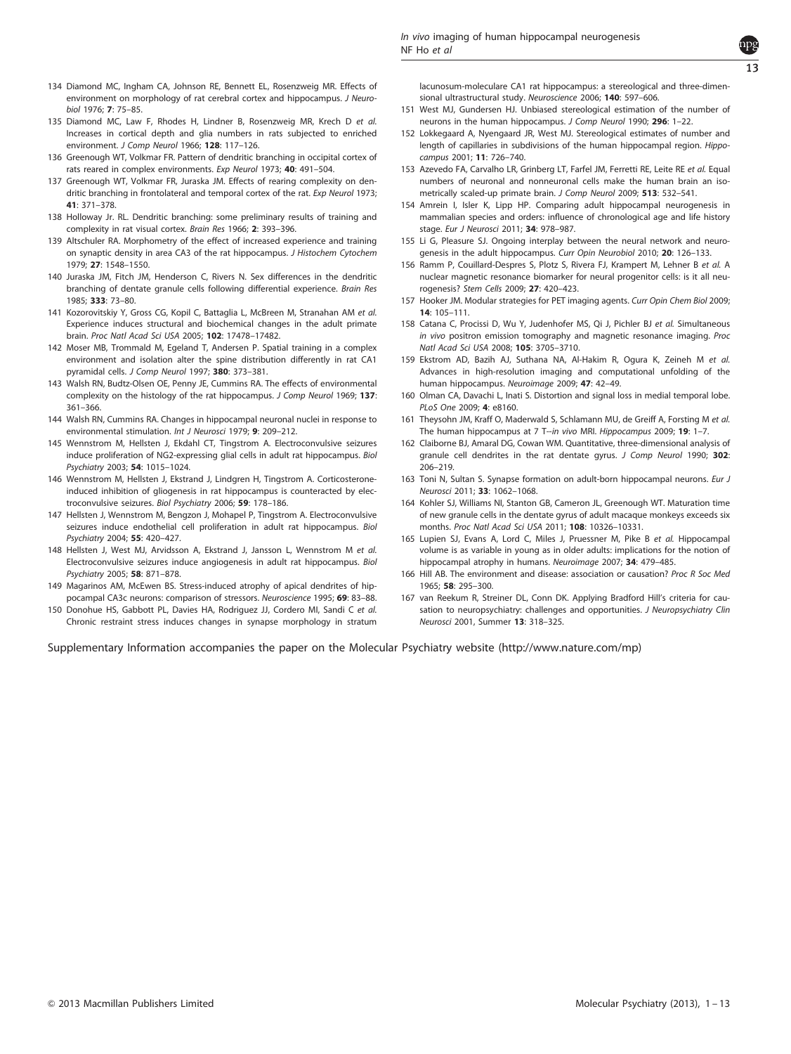134 Diamond MC, Ingham CA, Johnson RE, Bennett EL, Rosenzweig MR. Effects of environment on morphology of rat cerebral cortex and hippocampus. *J Neurobiol* 1976; **7**: 75–85.

135 Diamond MC, Law F, Rhodes H, Lindner B, Rosenzweig MR, Krech D *et al.* Increases in cortical depth and glia numbers in rats subjected to enriched environment. *J Comp Neurol* 1966; **128**: 117–126.

136 Greenough WT, Volkmar FR. Pattern of dendritic branching in occipital cortex of rats reared in complex environments. *Exp Neurol* 1973; **40**: 491–504.

137 Greenough WT, Volkmar FR, Juraska JM. Effects of rearing complexity on dendritic branching in frontolateral and temporal cortex of the rat. *Exp Neurol* 1973; **41**: 371–378.

138 Holloway Jr. RL. Dendritic branching: some preliminary results of training and complexity in rat visual cortex. *Brain Res* 1966; **2**: 393–396.

139 Altschuler RA. Morphometry of the effect of increased experience and training on synaptic density in area CA3 of the rat hippocampus. *J Histochem Cytochem* 1979; **27**: 1548–1550.

140 Juraska JM, Fitch JM, Henderson C, Rivers N. Sex differences in the dendritic branching of dentate granule cells following differential experience. *Brain Res* 1985; **333**: 73–80.

141 Kozorovitskiy Y, Gross CG, Kopil C, Battaglia L, McBreen M, Stranahan AM *et al.* Experience induces structural and biochemical changes in the adult primate brain. *Proc Natl Acad Sci USA* 2005; **102**: 17478–17482.

142 Moser MB, Trommald M, Egeland T, Andersen P. Spatial training in a complex environment and isolation alter the spine distribution differently in rat CA1 pyramidal cells. *J Comp Neurol* 1997; **380**: 373–381.

143 Walsh RN, Budtz-Olsen OE, Penny JE, Cummins RA. The effects of environmental complexity on the histology of the rat hippocampus. *J Comp Neurol* 1969; **137**: 361–366.

144 Walsh RN, Cummins RA. Changes in hippocampal neuronal nuclei in response to environmental stimulation. *Int J Neurosci* 1979; **9**: 209–212.

145 Wennstrom M, Hellsten J, Ekdahl CT, Tingstrom A. Electroconvulsive seizures induce proliferation of NG2-expressing glial cells in adult rat hippocampus. *Biol Psychiatry* 2003; **54**: 1015–1024.

146 Wennstrom M, Hellsten J, Ekstrand J, Lindgren H, Tingstrom A. Corticosterone-induced inhibition of gliogenesis in rat hippocampus is counteracted by electroconvulsive seizures. *Biol Psychiatry* 2006; **59**: 178–186.

147 Hellsten J, Wennstrom M, Bengzon J, Mohapel P, Tingstrom A. Electroconvulsive seizures induce endothelial cell proliferation in adult rat hippocampus. *Biol Psychiatry* 2004; **55**: 420–427.

148 Hellsten J, West MJ, Arvidsson A, Ekstrand J, Jansson L, Wennstrom M *et al.* Electroconvulsive seizures induce angiogenesis in adult rat hippocampus. *Biol Psychiatry* 2005; **58**: 871–878.

149 Magarinos AM, McEwen BS. Stress-induced atrophy of apical dendrites of hippocampal CA3c neurons: comparison of stressors. *Neuroscience* 1995; **69**: 83–88.

150 Donohue HS, Gabbott PL, Davies HA, Rodriguez JJ, Cordero MI, Sandi C *et al.* Chronic restraint stress induces changes in synapse morphology in stratum lacunosum-moleculare CA1 rat hippocampus: a stereological and three-dimensional ultrastructural study. *Neuroscience* 2006; **140**: 597–606.

151 West MJ, Gundersen HJ. Unbiased stereological estimation of the number of neurons in the human hippocampus. *J Comp Neurol* 1990; **296**: 1–22.

152 Lokkegaard A, Nyengaard JR, West MJ. Stereological estimates of number and length of capillaries in subdivisions of the human hippocampal region. *Hippocampus* 2001; **11**: 726–740.

153 Azevedo FA, Carvalho LR, Grinberg LT, Farfel JM, Ferretti RE, Leite RE *et al.* Equal numbers of neuronal and nonneuronal cells make the human brain an isometrically scaled-up primate brain. *J Comp Neurol* 2009; **513**: 532–541.

154 Amrein I, Isler K, Lipp HP. Comparing adult hippocampal neurogenesis in mammalian species and orders: influence of chronological age and life history stage. *Eur J Neurosci* 2011; **34**: 978–987.

155 Li G, Pleasure SJ. Ongoing interplay between the neural network and neurogenesis in the adult hippocampus. *Curr Opin Neurobiol* 2010; **20**: 126–133.

156 Ramm P, Couillard-Despres S, Plotz S, Rivera FJ, Krampert M, Lehner B *et al.* A nuclear magnetic resonance biomarker for neural progenitor cells: is it all neurogenesis? *Stem Cells* 2009; **27**: 420–423.

157 Hooker JM. Modular strategies for PET imaging agents. *Curr Opin Chem Biol* 2009; **14**: 105–111.

158 Catana C, Procissi D, Wu Y, Judenhofer MS, Qi J, Pichler BJ *et al.* Simultaneous *in vivo* positron emission tomography and magnetic resonance imaging. *Proc Natl Acad Sci USA* 2008; **105**: 3705–3710.

159 Ekstrom AD, Bazih AJ, Suthana NA, Al-Hakim R, Ogura K, Zeineh M *et al.* Advances in high-resolution imaging and computational unfolding of the human hippocampus. *Neuroimage* 2009; **47**: 42–49.

160 Olman CA, Davachi L, Inati S. Distortion and signal loss in medial temporal lobe. *PLoS One* 2009; **4**: e8160.

161 Theysohn JM, Kraff O, Maderwald S, Schlamann MU, de Greiff A, Forsting M *et al.* The human hippocampus at 7 T--*in vivo* MRI. *Hippocampus* 2009; **19**: 1–7.

162 Claiborne BJ, Amaral DG, Cowan WM. Quantitative, three-dimensional analysis of granule cell dendrites in the rat dentate gyrus. *J Comp Neurol* 1990; **302**: 206–219.

163 Toni N, Sultan S. Synapse formation on adult-born hippocampal neurons. *Eur J Neurosci* 2011; **33**: 1062–1068.

164 Kohler SJ, Williams NI, Stanton GB, Cameron JL, Greenough WT. Maturation time of new granule cells in the dentate gyrus of adult macaque monkeys exceeds six months. *Proc Natl Acad Sci USA* 2011; **108**: 10326–10331.

165 Lupien SJ, Evans A, Lord C, Miles J, Pruessner M, Pike B *et al.* Hippocampal volume is as variable in young as in older adults: implications for the notion of hippocampal atrophy in humans. *Neuroimage* 2007; **34**: 479–485.

166 Hill AB. The environment and disease: association or causation? *Proc R Soc Med* 1965; **58**: 295–300.

167 van Reekum R, Streiner DL, Conn DK. Applying Bradford Hill's criteria for causation to neuropsychiatry: challenges and opportunities. *J Neuropsychiatry Clin Neurosci* 2001, Summer **13**: 318–325.

Supplementary Information accompanies the paper on the Molecular Psychiatry website (http://www.nature.com/mp)